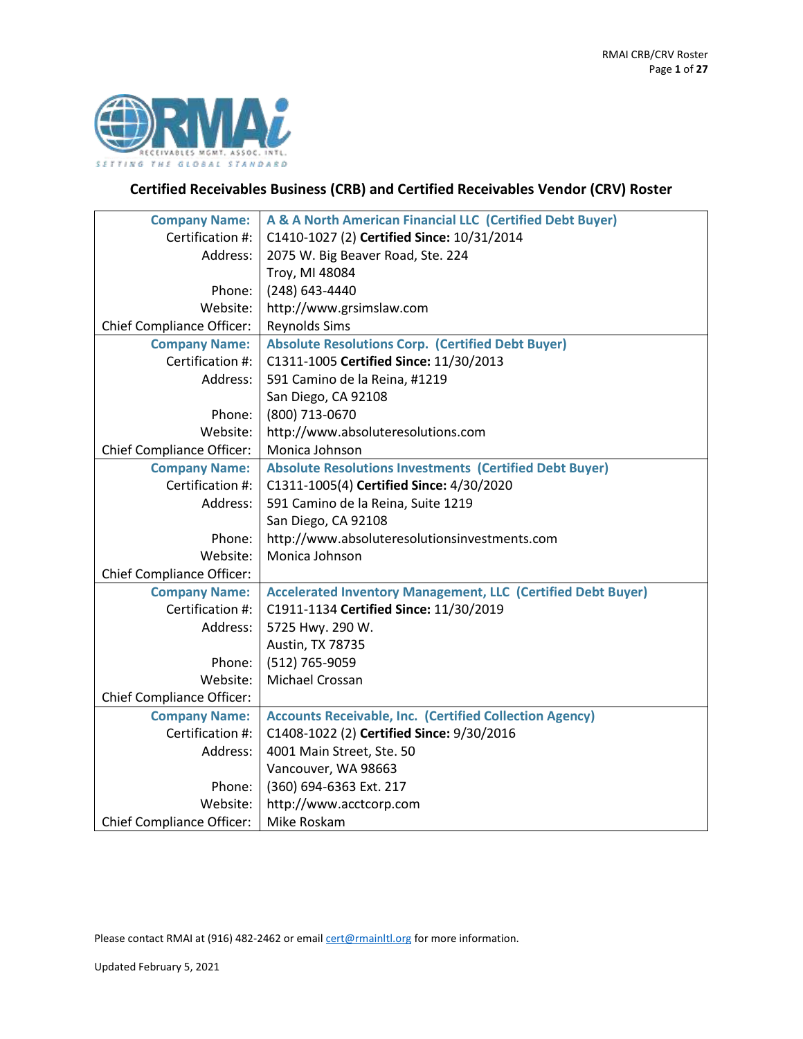# Certified Receivables Business (CRB) and Certified Receivables Vendor (CRV) Roster

| | |
|---|---|
| **Company Name:** | **A & A North American Financial LLC (Certified Debt Buyer)** |
| Certification #: | C1410-1027 (2) **Certified Since:** 10/31/2014 |
| Address: | 2075 W. Big Beaver Road, Ste. 224 |
| | Troy, MI 48084 |
| Phone: | (248) 643-4440 |
| Website: | http://www.grsimslaw.com |
| Chief Compliance Officer: | Reynolds Sims |
| **Company Name:** | **Absolute Resolutions Corp. (Certified Debt Buyer)** |
| Certification #: | C1311-1005 **Certified Since:** 11/30/2013 |
| Address: | 591 Camino de la Reina, #1219 |
| | San Diego, CA 92108 |
| Phone: | (800) 713-0670 |
| Website: | http://www.absoluteresolutions.com |
| Chief Compliance Officer: | Monica Johnson |
| **Company Name:** | **Absolute Resolutions Investments (Certified Debt Buyer)** |
| Certification #: | C1311-1005(4) **Certified Since:** 4/30/2020 |
| Address: | 591 Camino de la Reina, Suite 1219 |
| | San Diego, CA 92108 |
| Phone: | http://www.absoluteresolutionsinvestments.com |
| Website: | Monica Johnson |
| Chief Compliance Officer: | |
| **Company Name:** | **Accelerated Inventory Management, LLC (Certified Debt Buyer)** |
| Certification #: | C1911-1134 **Certified Since:** 11/30/2019 |
| Address: | 5725 Hwy. 290 W. |
| | Austin, TX 78735 |
| Phone: | (512) 765-9059 |
| Website: | Michael Crossan |
| Chief Compliance Officer: | |
| **Company Name:** | **Accounts Receivable, Inc. (Certified Collection Agency)** |
| Certification #: | C1408-1022 (2) **Certified Since:** 9/30/2016 |
| Address: | 4001 Main Street, Ste. 50 |
| | Vancouver, WA 98663 |
| Phone: | (360) 694-6363 Ext. 217 |
| Website: | http://www.acctcorp.com |
| Chief Compliance Officer: | Mike Roskam |

Please contact RMAI at (916) 482-2462 or email cert@rmainltl.org for more information.

Updated February 5, 2021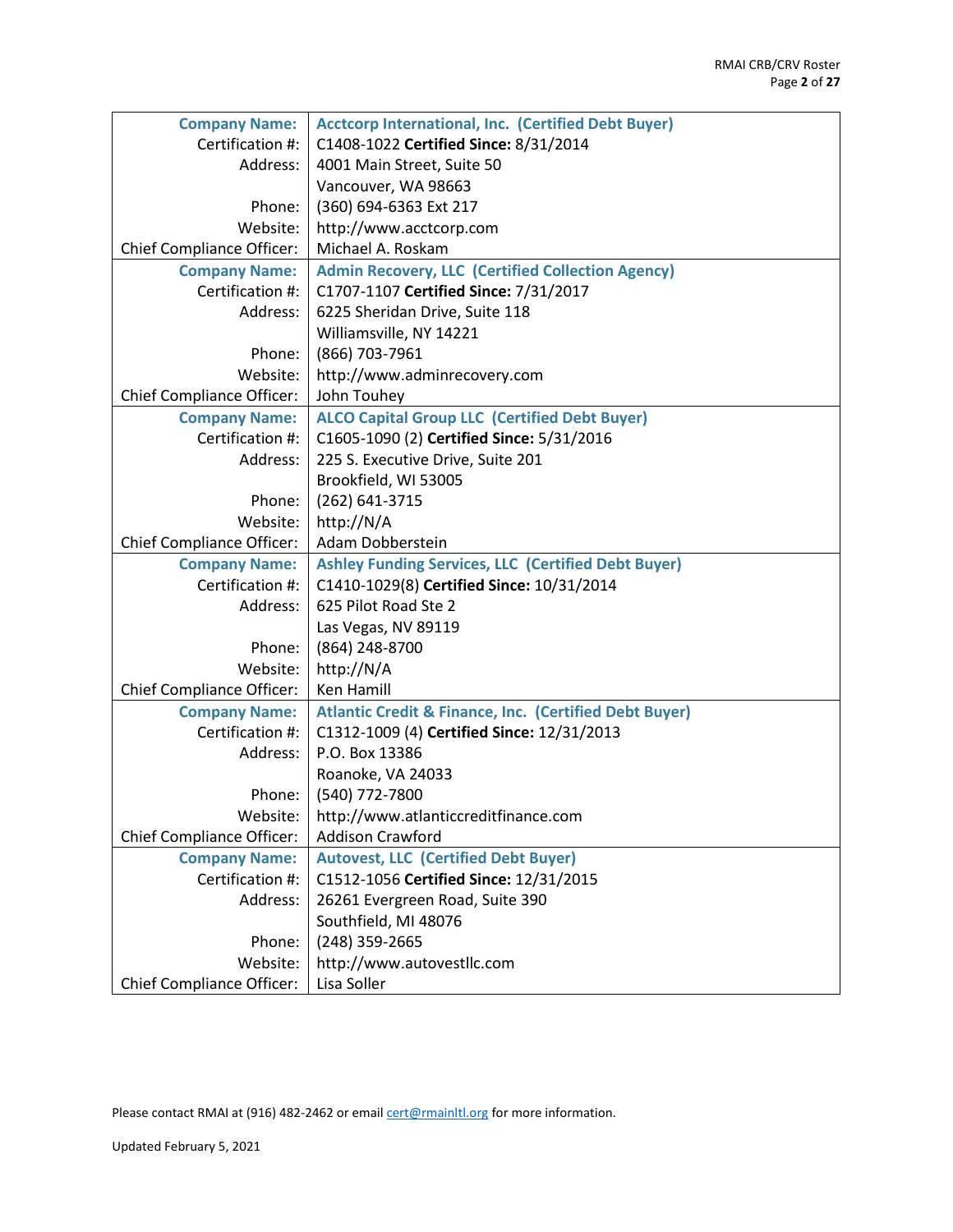| | |
|---|---|
| **Company Name:** | **Acctcorp International, Inc. (Certified Debt Buyer)** |
| Certification #: | C1408-1022 **Certified Since:** 8/31/2014 |
| Address: | 4001 Main Street, Suite 50<br>Vancouver, WA 98663 |
| Phone: | (360) 694-6363 Ext 217 |
| Website: | http://www.acctcorp.com |
| Chief Compliance Officer: | Michael A. Roskam |
| **Company Name:** | **Admin Recovery, LLC (Certified Collection Agency)** |
| Certification #: | C1707-1107 **Certified Since:** 7/31/2017 |
| Address: | 6225 Sheridan Drive, Suite 118<br>Williamsville, NY 14221 |
| Phone: | (866) 703-7961 |
| Website: | http://www.adminrecovery.com |
| Chief Compliance Officer: | John Touhey |
| **Company Name:** | **ALCO Capital Group LLC (Certified Debt Buyer)** |
| Certification #: | C1605-1090 (2) **Certified Since:** 5/31/2016 |
| Address: | 225 S. Executive Drive, Suite 201<br>Brookfield, WI 53005 |
| Phone: | (262) 641-3715 |
| Website: | http://N/A |
| Chief Compliance Officer: | Adam Dobberstein |
| **Company Name:** | **Ashley Funding Services, LLC (Certified Debt Buyer)** |
| Certification #: | C1410-1029(8) **Certified Since:** 10/31/2014 |
| Address: | 625 Pilot Road Ste 2<br>Las Vegas, NV 89119 |
| Phone: | (864) 248-8700 |
| Website: | http://N/A |
| Chief Compliance Officer: | Ken Hamill |
| **Company Name:** | **Atlantic Credit & Finance, Inc. (Certified Debt Buyer)** |
| Certification #: | C1312-1009 (4) **Certified Since:** 12/31/2013 |
| Address: | P.O. Box 13386<br>Roanoke, VA 24033 |
| Phone: | (540) 772-7800 |
| Website: | http://www.atlanticcreditfinance.com |
| Chief Compliance Officer: | Addison Crawford |
| **Company Name:** | **Autovest, LLC (Certified Debt Buyer)** |
| Certification #: | C1512-1056 **Certified Since:** 12/31/2015 |
| Address: | 26261 Evergreen Road, Suite 390<br>Southfield, MI 48076 |
| Phone: | (248) 359-2665 |
| Website: | http://www.autovestllc.com |
| Chief Compliance Officer: | Lisa Soller |

Please contact RMAI at (916) 482-2462 or email cert@rmainltl.org for more information.

Updated February 5, 2021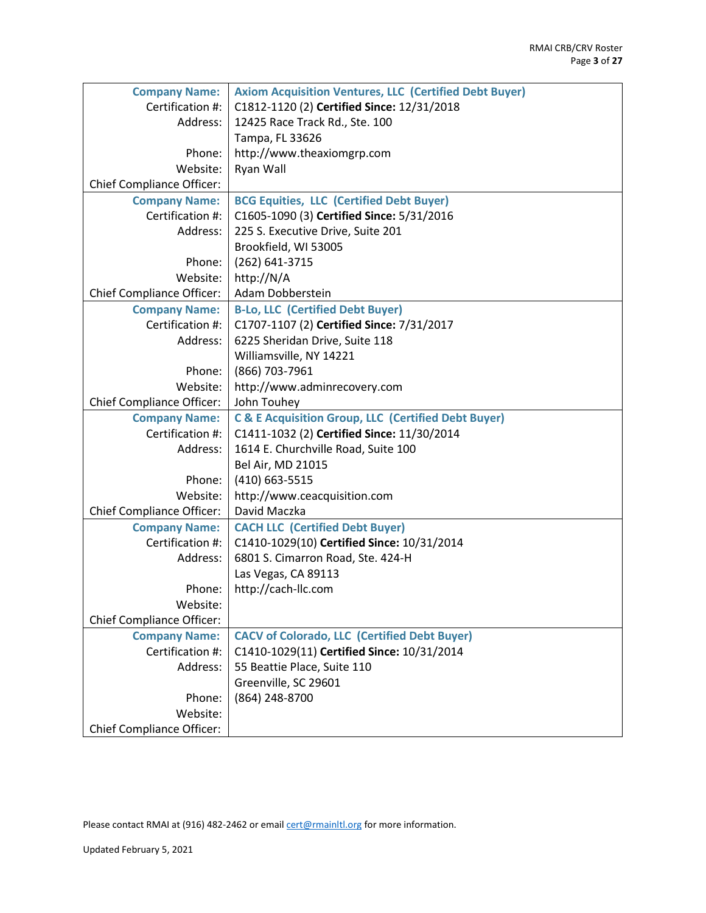| | |
|---|---|
| **Company Name:** | **Axiom Acquisition Ventures, LLC (Certified Debt Buyer)** |
| Certification #: | C1812-1120 (2) **Certified Since:** 12/31/2018 |
| Address: | 12425 Race Track Rd., Ste. 100 |
| | Tampa, FL 33626 |
| Phone: | http://www.theaxiomgrp.com |
| Website: | Ryan Wall |
| Chief Compliance Officer: | |
| **Company Name:** | **BCG Equities, LLC (Certified Debt Buyer)** |
| Certification #: | C1605-1090 (3) **Certified Since:** 5/31/2016 |
| Address: | 225 S. Executive Drive, Suite 201 |
| | Brookfield, WI 53005 |
| Phone: | (262) 641-3715 |
| Website: | http://N/A |
| Chief Compliance Officer: | Adam Dobberstein |
| **Company Name:** | **B-Lo, LLC (Certified Debt Buyer)** |
| Certification #: | C1707-1107 (2) **Certified Since:** 7/31/2017 |
| Address: | 6225 Sheridan Drive, Suite 118 |
| | Williamsville, NY 14221 |
| Phone: | (866) 703-7961 |
| Website: | http://www.adminrecovery.com |
| Chief Compliance Officer: | John Touhey |
| **Company Name:** | **C & E Acquisition Group, LLC (Certified Debt Buyer)** |
| Certification #: | C1411-1032 (2) **Certified Since:** 11/30/2014 |
| Address: | 1614 E. Churchville Road, Suite 100 |
| | Bel Air, MD 21015 |
| Phone: | (410) 663-5515 |
| Website: | http://www.ceacquisition.com |
| Chief Compliance Officer: | David Maczka |
| **Company Name:** | **CACH LLC (Certified Debt Buyer)** |
| Certification #: | C1410-1029(10) **Certified Since:** 10/31/2014 |
| Address: | 6801 S. Cimarron Road, Ste. 424-H |
| | Las Vegas, CA 89113 |
| Phone: | http://cach-llc.com |
| Website: | |
| Chief Compliance Officer: | |
| **Company Name:** | **CACV of Colorado, LLC (Certified Debt Buyer)** |
| Certification #: | C1410-1029(11) **Certified Since:** 10/31/2014 |
| Address: | 55 Beattie Place, Suite 110 |
| | Greenville, SC 29601 |
| Phone: | (864) 248-8700 |
| Website: | |
| Chief Compliance Officer: | |

Please contact RMAI at (916) 482-2462 or email cert@rmainltl.org for more information.

Updated February 5, 2021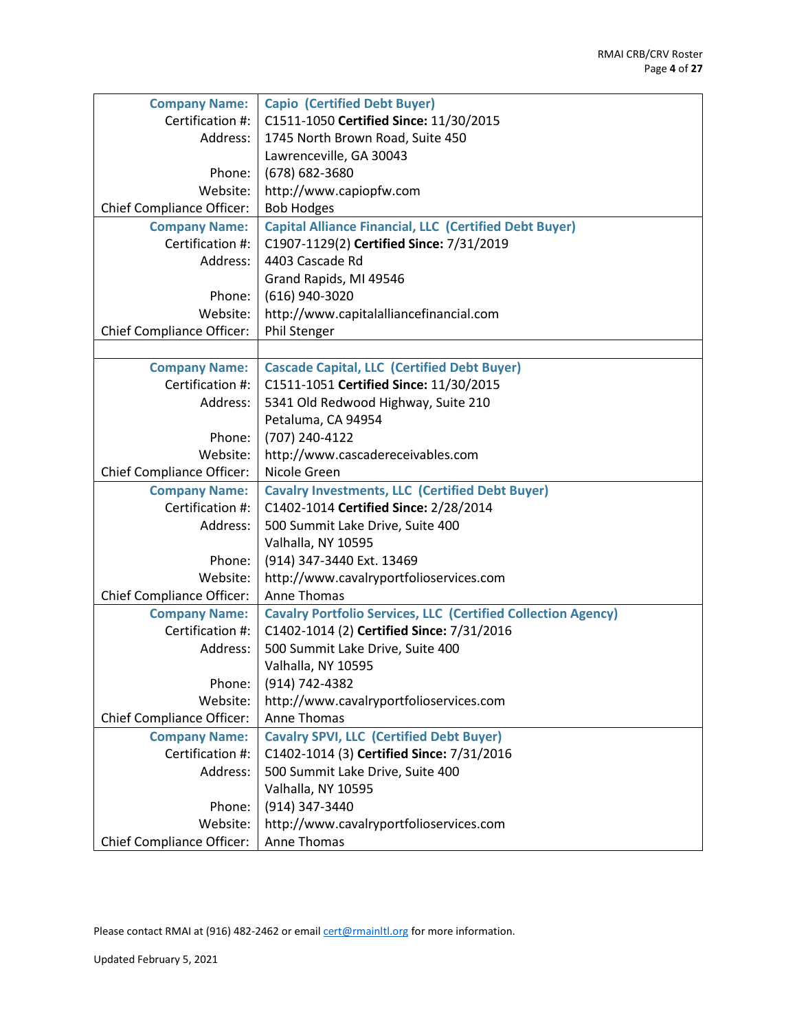| | |
|---|---|
| **Company Name:** | **Capio (Certified Debt Buyer)** |
| Certification #: | C1511-1050 **Certified Since:** 11/30/2015 |
| Address: | 1745 North Brown Road, Suite 450 |
| | Lawrenceville, GA 30043 |
| Phone: | (678) 682-3680 |
| Website: | http://www.capiopfw.com |
| Chief Compliance Officer: | Bob Hodges |
| **Company Name:** | **Capital Alliance Financial, LLC (Certified Debt Buyer)** |
| Certification #: | C1907-1129(2) **Certified Since:** 7/31/2019 |
| Address: | 4403 Cascade Rd |
| | Grand Rapids, MI 49546 |
| Phone: | (616) 940-3020 |
| Website: | http://www.capitalalliancefinancial.com |
| Chief Compliance Officer: | Phil Stenger |
| | |
| **Company Name:** | **Cascade Capital, LLC (Certified Debt Buyer)** |
| Certification #: | C1511-1051 **Certified Since:** 11/30/2015 |
| Address: | 5341 Old Redwood Highway, Suite 210 |
| | Petaluma, CA 94954 |
| Phone: | (707) 240-4122 |
| Website: | http://www.cascadereceivables.com |
| Chief Compliance Officer: | Nicole Green |
| **Company Name:** | **Cavalry Investments, LLC (Certified Debt Buyer)** |
| Certification #: | C1402-1014 **Certified Since:** 2/28/2014 |
| Address: | 500 Summit Lake Drive, Suite 400 |
| | Valhalla, NY 10595 |
| Phone: | (914) 347-3440 Ext. 13469 |
| Website: | http://www.cavalryportfolioservices.com |
| Chief Compliance Officer: | Anne Thomas |
| **Company Name:** | **Cavalry Portfolio Services, LLC (Certified Collection Agency)** |
| Certification #: | C1402-1014 (2) **Certified Since:** 7/31/2016 |
| Address: | 500 Summit Lake Drive, Suite 400 |
| | Valhalla, NY 10595 |
| Phone: | (914) 742-4382 |
| Website: | http://www.cavalryportfolioservices.com |
| Chief Compliance Officer: | Anne Thomas |
| **Company Name:** | **Cavalry SPVI, LLC (Certified Debt Buyer)** |
| Certification #: | C1402-1014 (3) **Certified Since:** 7/31/2016 |
| Address: | 500 Summit Lake Drive, Suite 400 |
| | Valhalla, NY 10595 |
| Phone: | (914) 347-3440 |
| Website: | http://www.cavalryportfolioservices.com |
| Chief Compliance Officer: | Anne Thomas |

Please contact RMAI at (916) 482-2462 or email cert@rmainltl.org for more information.

Updated February 5, 2021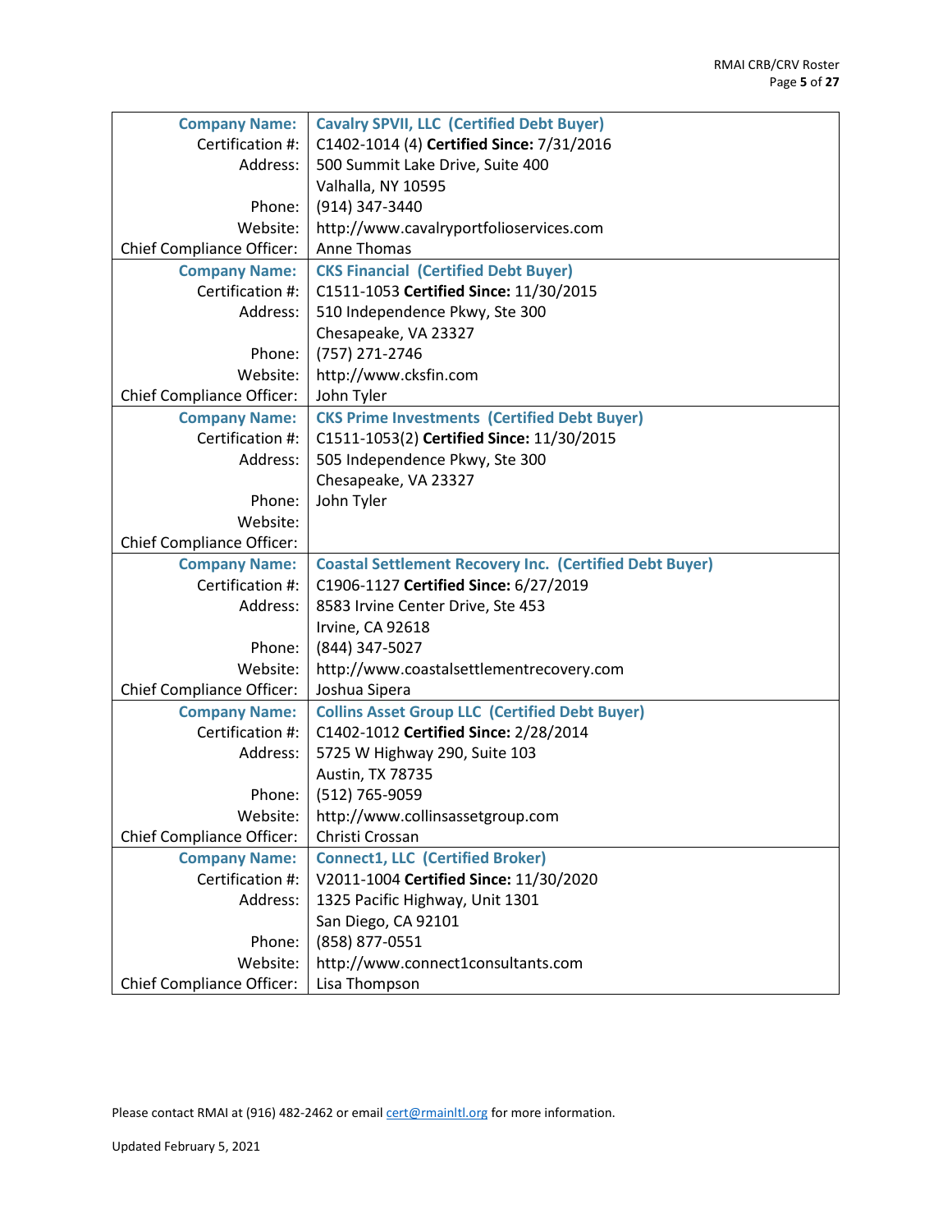| | |
|---|---|
| **Company Name:** | **Cavalry SPVII, LLC (Certified Debt Buyer)** |
| Certification #: | C1402-1014 (4) **Certified Since:** 7/31/2016 |
| Address: | 500 Summit Lake Drive, Suite 400 |
| | Valhalla, NY 10595 |
| Phone: | (914) 347-3440 |
| Website: | http://www.cavalryportfolioservices.com |
| Chief Compliance Officer: | Anne Thomas |
| **Company Name:** | **CKS Financial (Certified Debt Buyer)** |
| Certification #: | C1511-1053 **Certified Since:** 11/30/2015 |
| Address: | 510 Independence Pkwy, Ste 300 |
| | Chesapeake, VA 23327 |
| Phone: | (757) 271-2746 |
| Website: | http://www.cksfin.com |
| Chief Compliance Officer: | John Tyler |
| **Company Name:** | **CKS Prime Investments (Certified Debt Buyer)** |
| Certification #: | C1511-1053(2) **Certified Since:** 11/30/2015 |
| Address: | 505 Independence Pkwy, Ste 300 |
| | Chesapeake, VA 23327 |
| Phone: | John Tyler |
| Website: | |
| Chief Compliance Officer: | |
| **Company Name:** | **Coastal Settlement Recovery Inc. (Certified Debt Buyer)** |
| Certification #: | C1906-1127 **Certified Since:** 6/27/2019 |
| Address: | 8583 Irvine Center Drive, Ste 453 |
| | Irvine, CA 92618 |
| Phone: | (844) 347-5027 |
| Website: | http://www.coastalsettlementrecovery.com |
| Chief Compliance Officer: | Joshua Sipera |
| **Company Name:** | **Collins Asset Group LLC (Certified Debt Buyer)** |
| Certification #: | C1402-1012 **Certified Since:** 2/28/2014 |
| Address: | 5725 W Highway 290, Suite 103 |
| | Austin, TX 78735 |
| Phone: | (512) 765-9059 |
| Website: | http://www.collinsassetgroup.com |
| Chief Compliance Officer: | Christi Crossan |
| **Company Name:** | **Connect1, LLC (Certified Broker)** |
| Certification #: | V2011-1004 **Certified Since:** 11/30/2020 |
| Address: | 1325 Pacific Highway, Unit 1301 |
| | San Diego, CA 92101 |
| Phone: | (858) 877-0551 |
| Website: | http://www.connect1consultants.com |
| Chief Compliance Officer: | Lisa Thompson |

Please contact RMAI at (916) 482-2462 or email cert@rmainltl.org for more information.

Updated February 5, 2021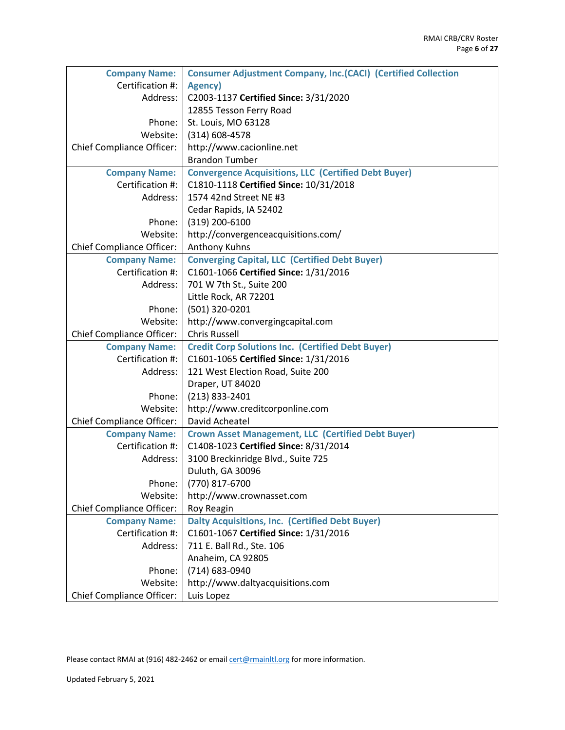| | |
|---|---|
| **Company Name:** | **Consumer Adjustment Company, Inc.(CACI) (Certified Collection Agency)** |
| Certification #: | C2003-1137 **Certified Since:** 3/31/2020 |
| Address: | 12855 Tesson Ferry Road<br>St. Louis, MO 63128 |
| Phone: | (314) 608-4578 |
| Website: | http://www.cacionline.net |
| Chief Compliance Officer: | Brandon Tumber |
| **Company Name:** | **Convergence Acquisitions, LLC (Certified Debt Buyer)** |
| Certification #: | C1810-1118 **Certified Since:** 10/31/2018 |
| Address: | 1574 42nd Street NE #3<br>Cedar Rapids, IA 52402 |
| Phone: | (319) 200-6100 |
| Website: | http://convergenceacquisitions.com/ |
| Chief Compliance Officer: | Anthony Kuhns |
| **Company Name:** | **Converging Capital, LLC (Certified Debt Buyer)** |
| Certification #: | C1601-1066 **Certified Since:** 1/31/2016 |
| Address: | 701 W 7th St., Suite 200<br>Little Rock, AR 72201 |
| Phone: | (501) 320-0201 |
| Website: | http://www.convergingcapital.com |
| Chief Compliance Officer: | Chris Russell |
| **Company Name:** | **Credit Corp Solutions Inc. (Certified Debt Buyer)** |
| Certification #: | C1601-1065 **Certified Since:** 1/31/2016 |
| Address: | 121 West Election Road, Suite 200<br>Draper, UT 84020 |
| Phone: | (213) 833-2401 |
| Website: | http://www.creditcorponline.com |
| Chief Compliance Officer: | David Acheatel |
| **Company Name:** | **Crown Asset Management, LLC (Certified Debt Buyer)** |
| Certification #: | C1408-1023 **Certified Since:** 8/31/2014 |
| Address: | 3100 Breckinridge Blvd., Suite 725<br>Duluth, GA 30096 |
| Phone: | (770) 817-6700 |
| Website: | http://www.crownasset.com |
| Chief Compliance Officer: | Roy Reagin |
| **Company Name:** | **Dalty Acquisitions, Inc. (Certified Debt Buyer)** |
| Certification #: | C1601-1067 **Certified Since:** 1/31/2016 |
| Address: | 711 E. Ball Rd., Ste. 106<br>Anaheim, CA 92805 |
| Phone: | (714) 683-0940 |
| Website: | http://www.daltyacquisitions.com |
| Chief Compliance Officer: | Luis Lopez |

Please contact RMAI at (916) 482-2462 or email cert@rmainltl.org for more information.

Updated February 5, 2021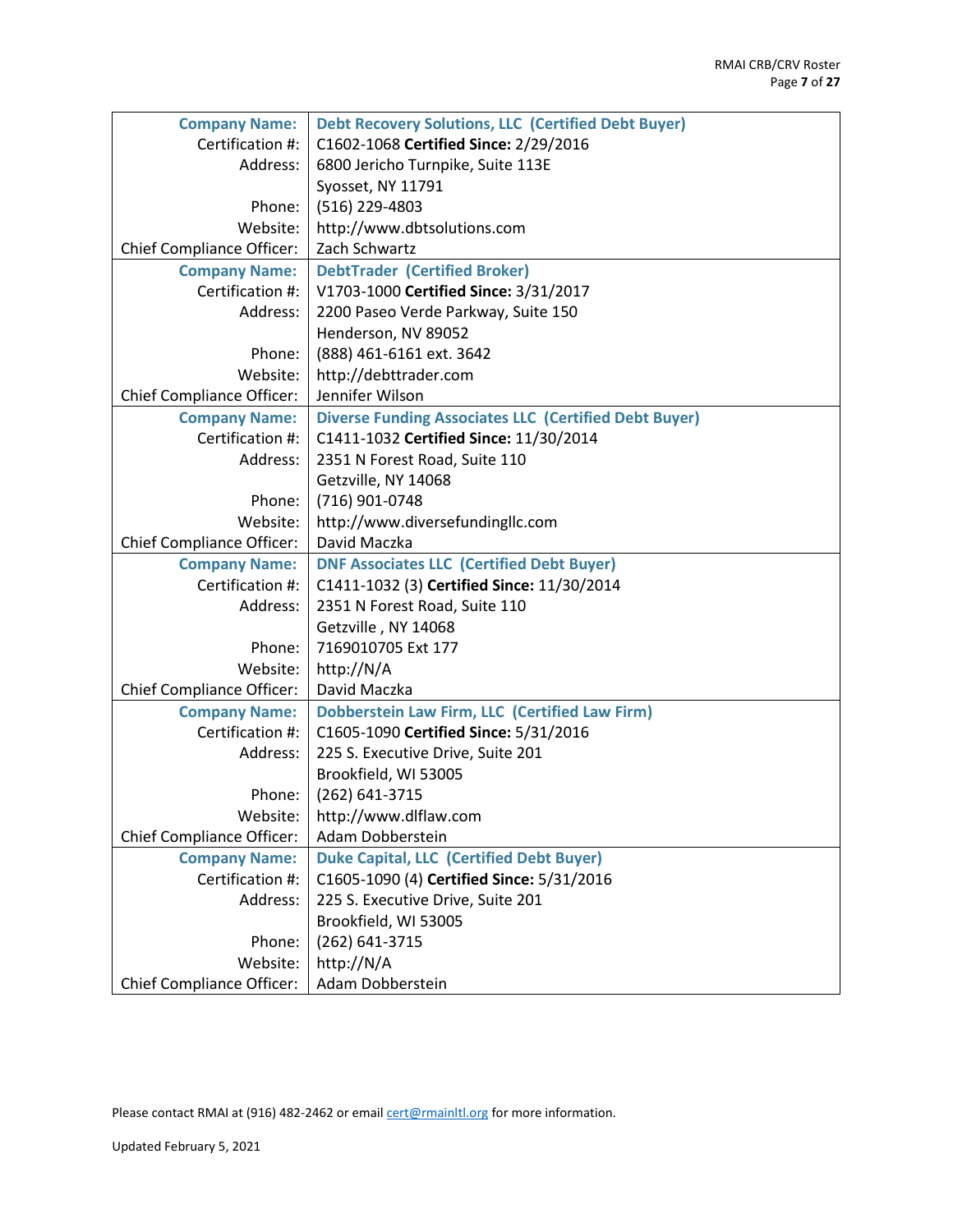| | |
|---|---|
| **Company Name:** | **Debt Recovery Solutions, LLC (Certified Debt Buyer)** |
| Certification #: | C1602-1068 **Certified Since:** 2/29/2016 |
| Address: | 6800 Jericho Turnpike, Suite 113E<br>Syosset, NY 11791 |
| Phone: | (516) 229-4803 |
| Website: | http://www.dbtsolutions.com |
| Chief Compliance Officer: | Zach Schwartz |
| **Company Name:** | **DebtTrader (Certified Broker)** |
| Certification #: | V1703-1000 **Certified Since:** 3/31/2017 |
| Address: | 2200 Paseo Verde Parkway, Suite 150<br>Henderson, NV 89052 |
| Phone: | (888) 461-6161 ext. 3642 |
| Website: | http://debttrader.com |
| Chief Compliance Officer: | Jennifer Wilson |
| **Company Name:** | **Diverse Funding Associates LLC (Certified Debt Buyer)** |
| Certification #: | C1411-1032 **Certified Since:** 11/30/2014 |
| Address: | 2351 N Forest Road, Suite 110<br>Getzville, NY 14068 |
| Phone: | (716) 901-0748 |
| Website: | http://www.diversefundingllc.com |
| Chief Compliance Officer: | David Maczka |
| **Company Name:** | **DNF Associates LLC (Certified Debt Buyer)** |
| Certification #: | C1411-1032 (3) **Certified Since:** 11/30/2014 |
| Address: | 2351 N Forest Road, Suite 110<br>Getzville , NY 14068 |
| Phone: | 7169010705 Ext 177 |
| Website: | http://N/A |
| Chief Compliance Officer: | David Maczka |
| **Company Name:** | **Dobberstein Law Firm, LLC (Certified Law Firm)** |
| Certification #: | C1605-1090 **Certified Since:** 5/31/2016 |
| Address: | 225 S. Executive Drive, Suite 201<br>Brookfield, WI 53005 |
| Phone: | (262) 641-3715 |
| Website: | http://www.dlflaw.com |
| Chief Compliance Officer: | Adam Dobberstein |
| **Company Name:** | **Duke Capital, LLC (Certified Debt Buyer)** |
| Certification #: | C1605-1090 (4) **Certified Since:** 5/31/2016 |
| Address: | 225 S. Executive Drive, Suite 201<br>Brookfield, WI 53005 |
| Phone: | (262) 641-3715 |
| Website: | http://N/A |
| Chief Compliance Officer: | Adam Dobberstein |

Please contact RMAI at (916) 482-2462 or email cert@rmainltl.org for more information.

Updated February 5, 2021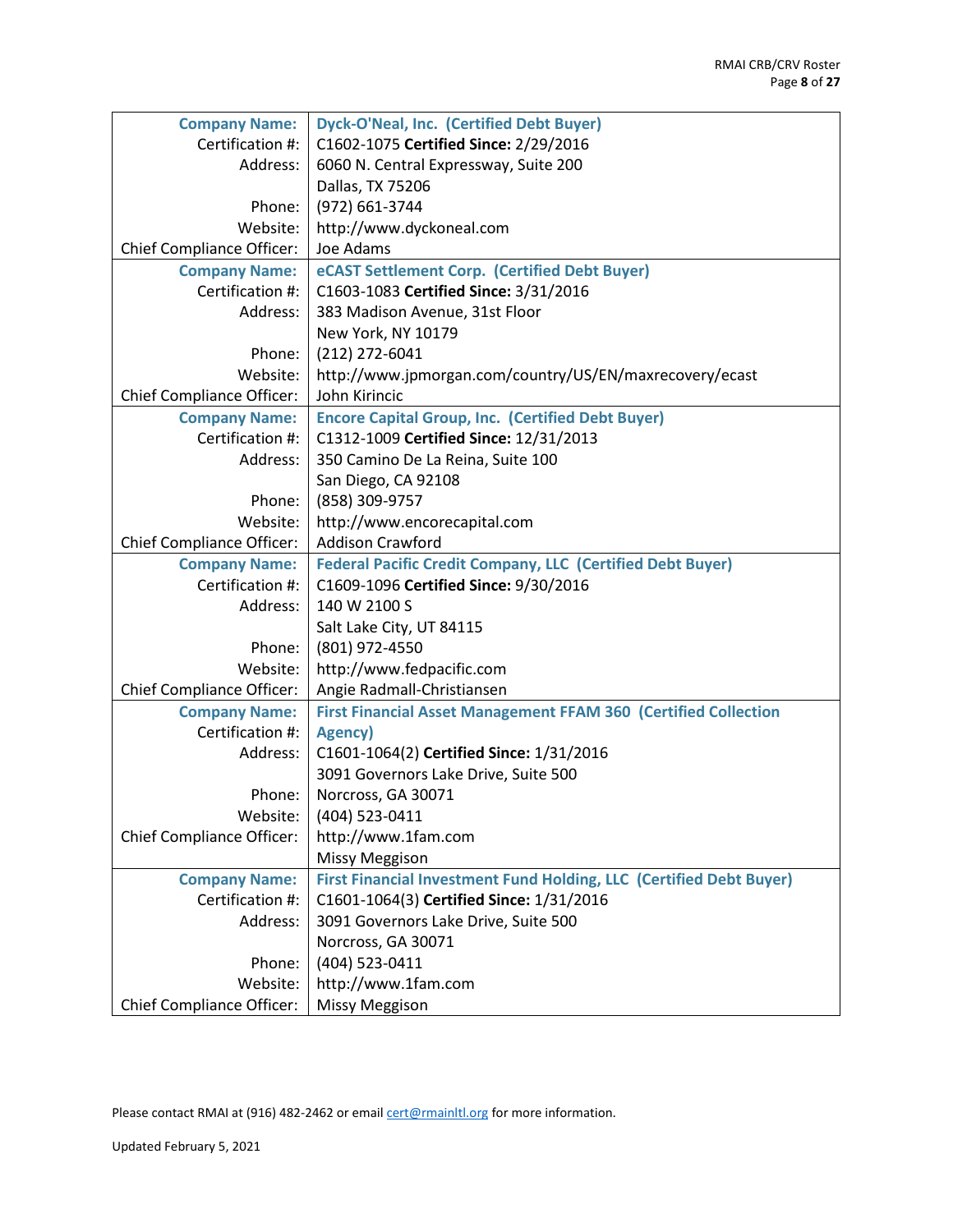| | |
|---|---|
| **Company Name:** | **Dyck-O'Neal, Inc. (Certified Debt Buyer)** |
| Certification #: | C1602-1075 **Certified Since:** 2/29/2016 |
| Address: | 6060 N. Central Expressway, Suite 200<br>Dallas, TX 75206 |
| Phone: | (972) 661-3744 |
| Website: | http://www.dyckoneal.com |
| Chief Compliance Officer: | Joe Adams |
| **Company Name:** | **eCAST Settlement Corp. (Certified Debt Buyer)** |
| Certification #: | C1603-1083 **Certified Since:** 3/31/2016 |
| Address: | 383 Madison Avenue, 31st Floor<br>New York, NY 10179 |
| Phone: | (212) 272-6041 |
| Website: | http://www.jpmorgan.com/country/US/EN/maxrecovery/ecast |
| Chief Compliance Officer: | John Kirincic |
| **Company Name:** | **Encore Capital Group, Inc. (Certified Debt Buyer)** |
| Certification #: | C1312-1009 **Certified Since:** 12/31/2013 |
| Address: | 350 Camino De La Reina, Suite 100<br>San Diego, CA 92108 |
| Phone: | (858) 309-9757 |
| Website: | http://www.encorecapital.com |
| Chief Compliance Officer: | Addison Crawford |
| **Company Name:** | **Federal Pacific Credit Company, LLC (Certified Debt Buyer)** |
| Certification #: | C1609-1096 **Certified Since:** 9/30/2016 |
| Address: | 140 W 2100 S<br>Salt Lake City, UT 84115 |
| Phone: | (801) 972-4550 |
| Website: | http://www.fedpacific.com |
| Chief Compliance Officer: | Angie Radmall-Christiansen |
| **Company Name:** | **First Financial Asset Management FFAM 360 (Certified Collection Agency)** |
| Certification #: | C1601-1064(2) **Certified Since:** 1/31/2016 |
| Address: | 3091 Governors Lake Drive, Suite 500<br>Norcross, GA 30071 |
| Phone: | (404) 523-0411 |
| Website: | http://www.1fam.com |
| Chief Compliance Officer: | Missy Meggison |
| **Company Name:** | **First Financial Investment Fund Holding, LLC (Certified Debt Buyer)** |
| Certification #: | C1601-1064(3) **Certified Since:** 1/31/2016 |
| Address: | 3091 Governors Lake Drive, Suite 500<br>Norcross, GA 30071 |
| Phone: | (404) 523-0411 |
| Website: | http://www.1fam.com |
| Chief Compliance Officer: | Missy Meggison |

Please contact RMAI at (916) 482-2462 or email cert@rmainltl.org for more information.

Updated February 5, 2021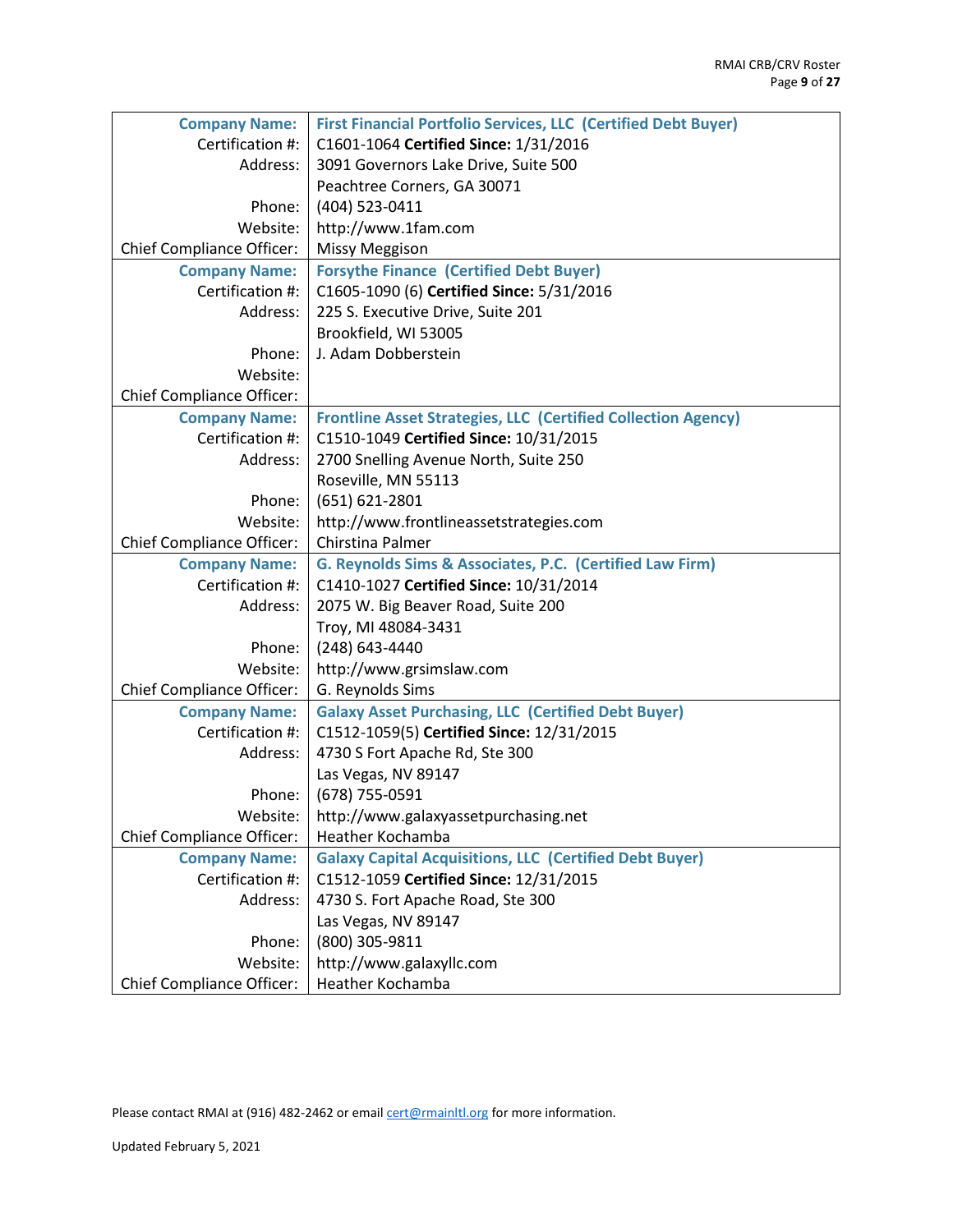| | |
|---|---|
| **Company Name:** | **First Financial Portfolio Services, LLC (Certified Debt Buyer)** |
| Certification #: | C1601-1064 **Certified Since:** 1/31/2016 |
| Address: | 3091 Governors Lake Drive, Suite 500 |
| | Peachtree Corners, GA 30071 |
| Phone: | (404) 523-0411 |
| Website: | http://www.1fam.com |
| Chief Compliance Officer: | Missy Meggison |
| **Company Name:** | **Forsythe Finance (Certified Debt Buyer)** |
| Certification #: | C1605-1090 (6) **Certified Since:** 5/31/2016 |
| Address: | 225 S. Executive Drive, Suite 201 |
| | Brookfield, WI 53005 |
| Phone: | J. Adam Dobberstein |
| Website: | |
| Chief Compliance Officer: | |
| **Company Name:** | **Frontline Asset Strategies, LLC (Certified Collection Agency)** |
| Certification #: | C1510-1049 **Certified Since:** 10/31/2015 |
| Address: | 2700 Snelling Avenue North, Suite 250 |
| | Roseville, MN 55113 |
| Phone: | (651) 621-2801 |
| Website: | http://www.frontlineassetstrategies.com |
| Chief Compliance Officer: | Chirstina Palmer |
| **Company Name:** | **G. Reynolds Sims & Associates, P.C. (Certified Law Firm)** |
| Certification #: | C1410-1027 **Certified Since:** 10/31/2014 |
| Address: | 2075 W. Big Beaver Road, Suite 200 |
| | Troy, MI 48084-3431 |
| Phone: | (248) 643-4440 |
| Website: | http://www.grsimslaw.com |
| Chief Compliance Officer: | G. Reynolds Sims |
| **Company Name:** | **Galaxy Asset Purchasing, LLC (Certified Debt Buyer)** |
| Certification #: | C1512-1059(5) **Certified Since:** 12/31/2015 |
| Address: | 4730 S Fort Apache Rd, Ste 300 |
| | Las Vegas, NV 89147 |
| Phone: | (678) 755-0591 |
| Website: | http://www.galaxyassetpurchasing.net |
| Chief Compliance Officer: | Heather Kochamba |
| **Company Name:** | **Galaxy Capital Acquisitions, LLC (Certified Debt Buyer)** |
| Certification #: | C1512-1059 **Certified Since:** 12/31/2015 |
| Address: | 4730 S. Fort Apache Road, Ste 300 |
| | Las Vegas, NV 89147 |
| Phone: | (800) 305-9811 |
| Website: | http://www.galaxyllc.com |
| Chief Compliance Officer: | Heather Kochamba |

Please contact RMAI at (916) 482-2462 or email cert@rmainltl.org for more information.

Updated February 5, 2021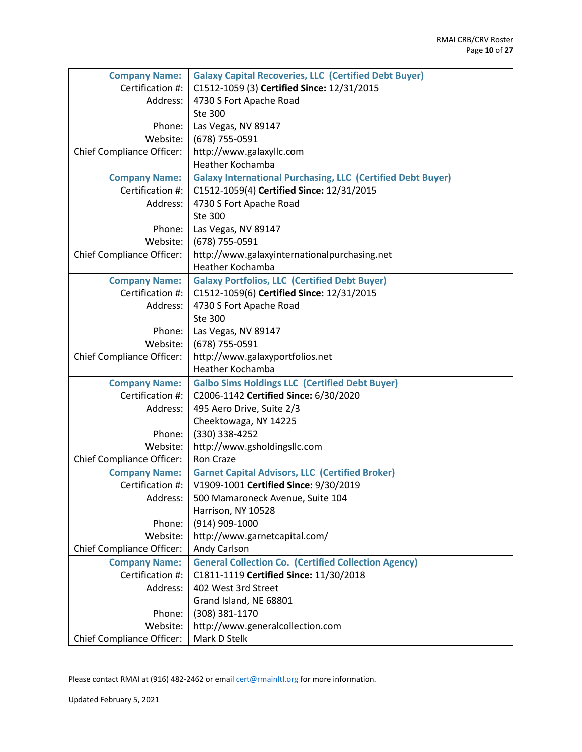| | |
|---|---|
| **Company Name:** | **Galaxy Capital Recoveries, LLC (Certified Debt Buyer)** |
| Certification #: | C1512-1059 (3) **Certified Since:** 12/31/2015 |
| Address: | 4730 S Fort Apache Road |
| | Ste 300 |
| Phone: | Las Vegas, NV 89147 |
| Website: | (678) 755-0591 |
| Chief Compliance Officer: | http://www.galaxyllc.com |
| | Heather Kochamba |
| **Company Name:** | **Galaxy International Purchasing, LLC (Certified Debt Buyer)** |
| Certification #: | C1512-1059(4) **Certified Since:** 12/31/2015 |
| Address: | 4730 S Fort Apache Road |
| | Ste 300 |
| Phone: | Las Vegas, NV 89147 |
| Website: | (678) 755-0591 |
| Chief Compliance Officer: | http://www.galaxyinternationalpurchasing.net |
| | Heather Kochamba |
| **Company Name:** | **Galaxy Portfolios, LLC (Certified Debt Buyer)** |
| Certification #: | C1512-1059(6) **Certified Since:** 12/31/2015 |
| Address: | 4730 S Fort Apache Road |
| | Ste 300 |
| Phone: | Las Vegas, NV 89147 |
| Website: | (678) 755-0591 |
| Chief Compliance Officer: | http://www.galaxyportfolios.net |
| | Heather Kochamba |
| **Company Name:** | **Galbo Sims Holdings LLC (Certified Debt Buyer)** |
| Certification #: | C2006-1142 **Certified Since:** 6/30/2020 |
| Address: | 495 Aero Drive, Suite 2/3 |
| | Cheektowaga, NY 14225 |
| Phone: | (330) 338-4252 |
| Website: | http://www.gsholdingsllc.com |
| Chief Compliance Officer: | Ron Craze |
| **Company Name:** | **Garnet Capital Advisors, LLC (Certified Broker)** |
| Certification #: | V1909-1001 **Certified Since:** 9/30/2019 |
| Address: | 500 Mamaroneck Avenue, Suite 104 |
| | Harrison, NY 10528 |
| Phone: | (914) 909-1000 |
| Website: | http://www.garnetcapital.com/ |
| Chief Compliance Officer: | Andy Carlson |
| **Company Name:** | **General Collection Co. (Certified Collection Agency)** |
| Certification #: | C1811-1119 **Certified Since:** 11/30/2018 |
| Address: | 402 West 3rd Street |
| | Grand Island, NE 68801 |
| Phone: | (308) 381-1170 |
| Website: | http://www.generalcollection.com |
| Chief Compliance Officer: | Mark D Stelk |

Please contact RMAI at (916) 482-2462 or email cert@rmainltl.org for more information.

Updated February 5, 2021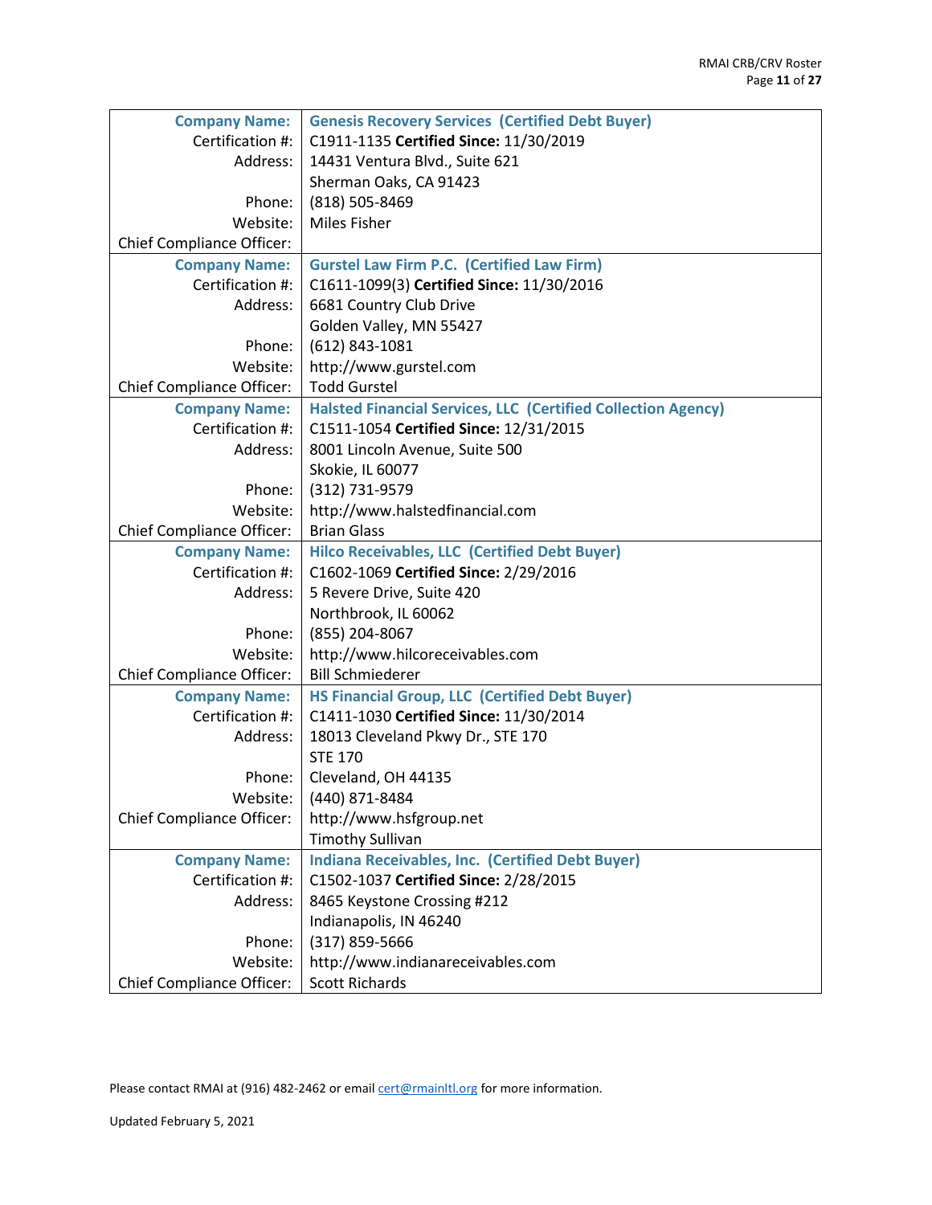| | |
|---|---|
| **Company Name:** | **Genesis Recovery Services (Certified Debt Buyer)** |
| Certification #: | C1911-1135 **Certified Since:** 11/30/2019 |
| Address: | 14431 Ventura Blvd., Suite 621 |
| | Sherman Oaks, CA 91423 |
| Phone: | (818) 505-8469 |
| Website: | Miles Fisher |
| Chief Compliance Officer: | |
| **Company Name:** | **Gurstel Law Firm P.C. (Certified Law Firm)** |
| Certification #: | C1611-1099(3) **Certified Since:** 11/30/2016 |
| Address: | 6681 Country Club Drive |
| | Golden Valley, MN 55427 |
| Phone: | (612) 843-1081 |
| Website: | http://www.gurstel.com |
| Chief Compliance Officer: | Todd Gurstel |
| **Company Name:** | **Halsted Financial Services, LLC (Certified Collection Agency)** |
| Certification #: | C1511-1054 **Certified Since:** 12/31/2015 |
| Address: | 8001 Lincoln Avenue, Suite 500 |
| | Skokie, IL 60077 |
| Phone: | (312) 731-9579 |
| Website: | http://www.halstedfinancial.com |
| Chief Compliance Officer: | Brian Glass |
| **Company Name:** | **Hilco Receivables, LLC (Certified Debt Buyer)** |
| Certification #: | C1602-1069 **Certified Since:** 2/29/2016 |
| Address: | 5 Revere Drive, Suite 420 |
| | Northbrook, IL 60062 |
| Phone: | (855) 204-8067 |
| Website: | http://www.hilcoreceivables.com |
| Chief Compliance Officer: | Bill Schmiederer |
| **Company Name:** | **HS Financial Group, LLC (Certified Debt Buyer)** |
| Certification #: | C1411-1030 **Certified Since:** 11/30/2014 |
| Address: | 18013 Cleveland Pkwy Dr., STE 170 |
| | STE 170 |
| Phone: | Cleveland, OH 44135 |
| Website: | (440) 871-8484 |
| Chief Compliance Officer: | http://www.hsfgroup.net |
| | Timothy Sullivan |
| **Company Name:** | **Indiana Receivables, Inc. (Certified Debt Buyer)** |
| Certification #: | C1502-1037 **Certified Since:** 2/28/2015 |
| Address: | 8465 Keystone Crossing #212 |
| | Indianapolis, IN 46240 |
| Phone: | (317) 859-5666 |
| Website: | http://www.indianareceivables.com |
| Chief Compliance Officer: | Scott Richards |

Please contact RMAI at (916) 482-2462 or email cert@rmainltl.org for more information.

Updated February 5, 2021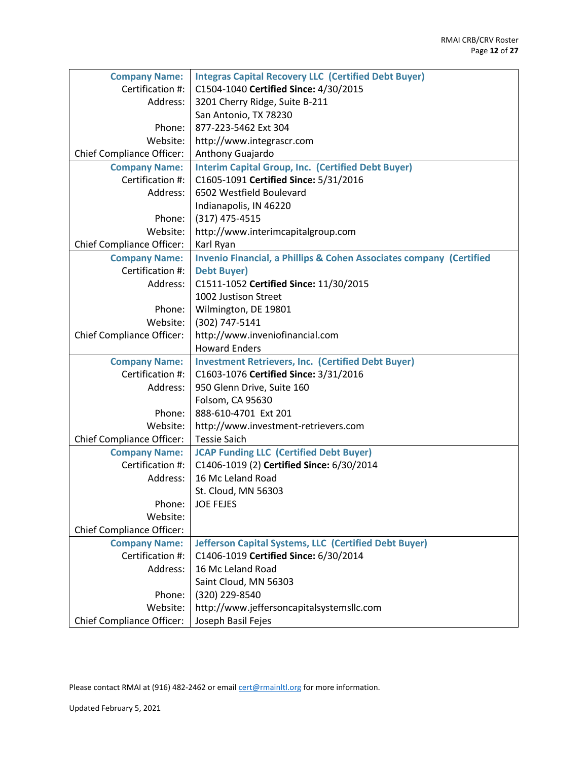| | |
|---|---|
| **Company Name:** | **Integras Capital Recovery LLC (Certified Debt Buyer)** |
| Certification #: | C1504-1040 **Certified Since:** 4/30/2015 |
| Address: | 3201 Cherry Ridge, Suite B-211 |
| | San Antonio, TX 78230 |
| Phone: | 877-223-5462 Ext 304 |
| Website: | http://www.integrascr.com |
| Chief Compliance Officer: | Anthony Guajardo |
| **Company Name:** | **Interim Capital Group, Inc. (Certified Debt Buyer)** |
| Certification #: | C1605-1091 **Certified Since:** 5/31/2016 |
| Address: | 6502 Westfield Boulevard |
| | Indianapolis, IN 46220 |
| Phone: | (317) 475-4515 |
| Website: | http://www.interimcapitalgroup.com |
| Chief Compliance Officer: | Karl Ryan |
| **Company Name:** | **Invenio Financial, a Phillips & Cohen Associates company (Certified** |
| Certification #: | **Debt Buyer)** |
| Address: | C1511-1052 **Certified Since:** 11/30/2015 |
| | 1002 Justison Street |
| Phone: | Wilmington, DE 19801 |
| Website: | (302) 747-5141 |
| Chief Compliance Officer: | http://www.inveniofinancial.com |
| | Howard Enders |
| **Company Name:** | **Investment Retrievers, Inc. (Certified Debt Buyer)** |
| Certification #: | C1603-1076 **Certified Since:** 3/31/2016 |
| Address: | 950 Glenn Drive, Suite 160 |
| | Folsom, CA 95630 |
| Phone: | 888-610-4701 Ext 201 |
| Website: | http://www.investment-retrievers.com |
| Chief Compliance Officer: | Tessie Saich |
| **Company Name:** | **JCAP Funding LLC (Certified Debt Buyer)** |
| Certification #: | C1406-1019 (2) **Certified Since:** 6/30/2014 |
| Address: | 16 Mc Leland Road |
| | St. Cloud, MN 56303 |
| Phone: | JOE FEJES |
| Website: | |
| Chief Compliance Officer: | |
| **Company Name:** | **Jefferson Capital Systems, LLC (Certified Debt Buyer)** |
| Certification #: | C1406-1019 **Certified Since:** 6/30/2014 |
| Address: | 16 Mc Leland Road |
| | Saint Cloud, MN 56303 |
| Phone: | (320) 229-8540 |
| Website: | http://www.jeffersoncapitalsystemsllc.com |
| Chief Compliance Officer: | Joseph Basil Fejes |

Please contact RMAI at (916) 482-2462 or email cert@rmainltl.org for more information.

Updated February 5, 2021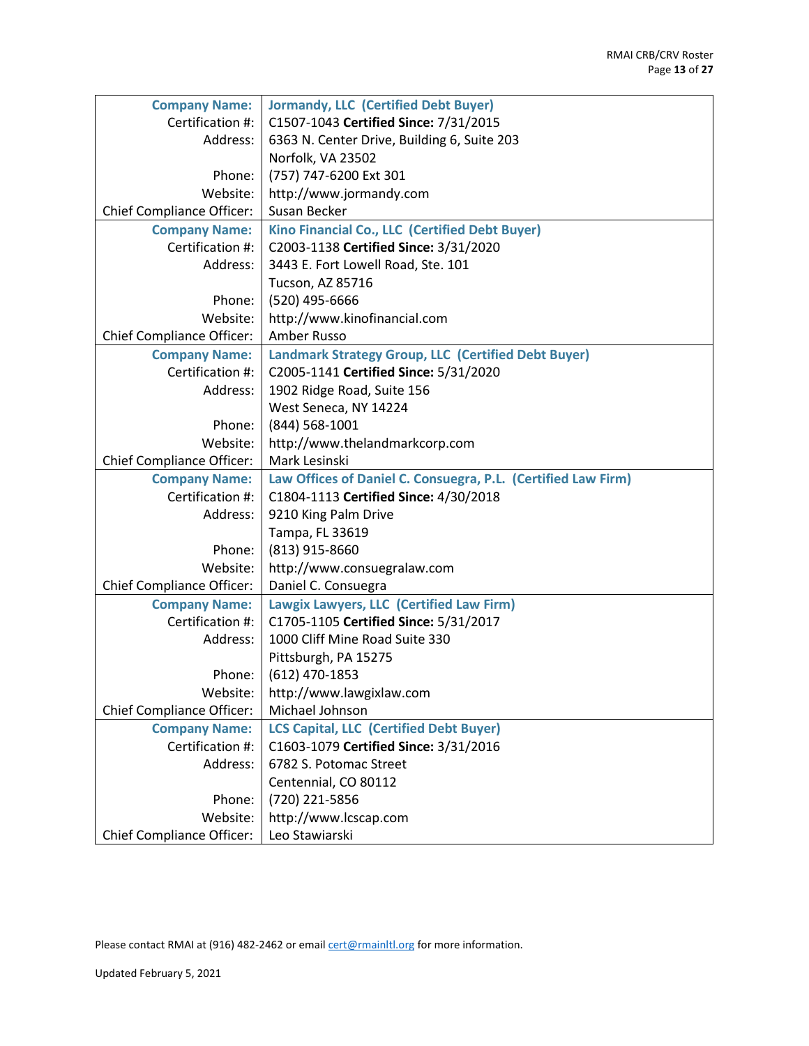| | |
|---|---|
| **Company Name:** | **Jormandy, LLC (Certified Debt Buyer)** |
| Certification #: | C1507-1043 **Certified Since:** 7/31/2015 |
| Address: | 6363 N. Center Drive, Building 6, Suite 203<br>Norfolk, VA 23502 |
| Phone: | (757) 747-6200 Ext 301 |
| Website: | http://www.jormandy.com |
| Chief Compliance Officer: | Susan Becker |
| **Company Name:** | **Kino Financial Co., LLC (Certified Debt Buyer)** |
| Certification #: | C2003-1138 **Certified Since:** 3/31/2020 |
| Address: | 3443 E. Fort Lowell Road, Ste. 101<br>Tucson, AZ 85716 |
| Phone: | (520) 495-6666 |
| Website: | http://www.kinofinancial.com |
| Chief Compliance Officer: | Amber Russo |
| **Company Name:** | **Landmark Strategy Group, LLC (Certified Debt Buyer)** |
| Certification #: | C2005-1141 **Certified Since:** 5/31/2020 |
| Address: | 1902 Ridge Road, Suite 156<br>West Seneca, NY 14224 |
| Phone: | (844) 568-1001 |
| Website: | http://www.thelandmarkcorp.com |
| Chief Compliance Officer: | Mark Lesinski |
| **Company Name:** | **Law Offices of Daniel C. Consuegra, P.L. (Certified Law Firm)** |
| Certification #: | C1804-1113 **Certified Since:** 4/30/2018 |
| Address: | 9210 King Palm Drive<br>Tampa, FL 33619 |
| Phone: | (813) 915-8660 |
| Website: | http://www.consuegralaw.com |
| Chief Compliance Officer: | Daniel C. Consuegra |
| **Company Name:** | **Lawgix Lawyers, LLC (Certified Law Firm)** |
| Certification #: | C1705-1105 **Certified Since:** 5/31/2017 |
| Address: | 1000 Cliff Mine Road Suite 330<br>Pittsburgh, PA 15275 |
| Phone: | (612) 470-1853 |
| Website: | http://www.lawgixlaw.com |
| Chief Compliance Officer: | Michael Johnson |
| **Company Name:** | **LCS Capital, LLC (Certified Debt Buyer)** |
| Certification #: | C1603-1079 **Certified Since:** 3/31/2016 |
| Address: | 6782 S. Potomac Street<br>Centennial, CO 80112 |
| Phone: | (720) 221-5856 |
| Website: | http://www.lcscap.com |
| Chief Compliance Officer: | Leo Stawiarski |

Please contact RMAI at (916) 482-2462 or email cert@rmainltl.org for more information.

Updated February 5, 2021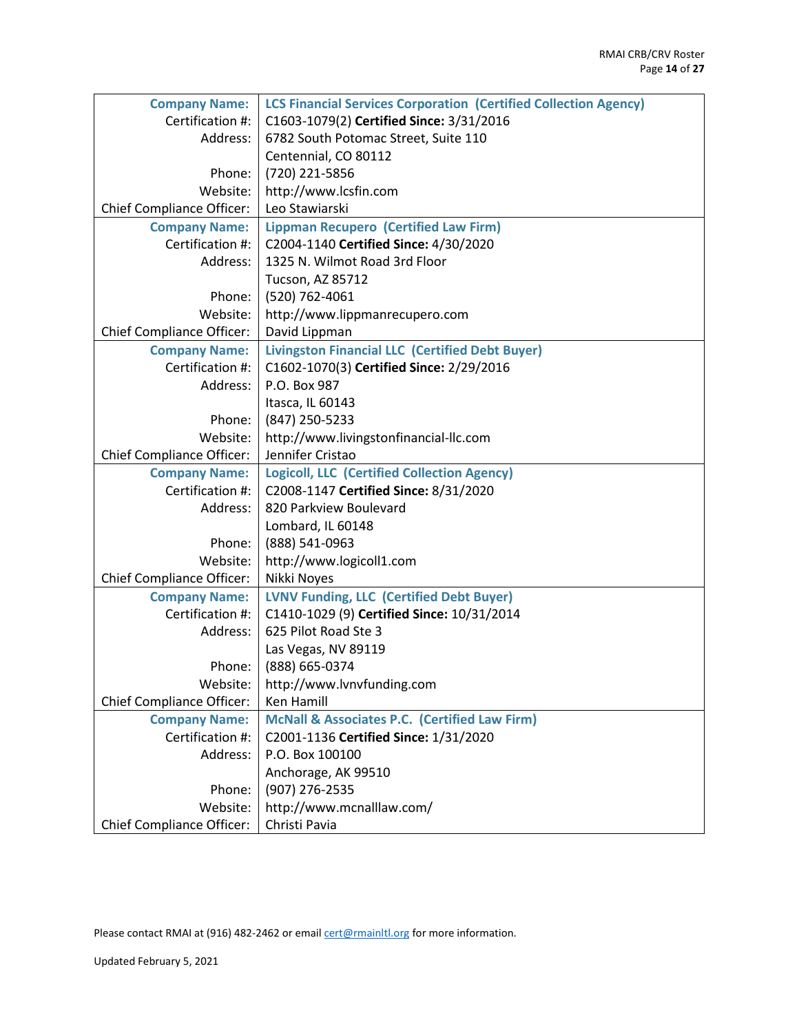| | |
|---|---|
| **Company Name:** | **LCS Financial Services Corporation (Certified Collection Agency)** |
| Certification #: | C1603-1079(2) **Certified Since:** 3/31/2016 |
| Address: | 6782 South Potomac Street, Suite 110 |
| | Centennial, CO 80112 |
| Phone: | (720) 221-5856 |
| Website: | http://www.lcsfin.com |
| Chief Compliance Officer: | Leo Stawiarski |
| **Company Name:** | **Lippman Recupero (Certified Law Firm)** |
| Certification #: | C2004-1140 **Certified Since:** 4/30/2020 |
| Address: | 1325 N. Wilmot Road 3rd Floor |
| | Tucson, AZ 85712 |
| Phone: | (520) 762-4061 |
| Website: | http://www.lippmanrecupero.com |
| Chief Compliance Officer: | David Lippman |
| **Company Name:** | **Livingston Financial LLC (Certified Debt Buyer)** |
| Certification #: | C1602-1070(3) **Certified Since:** 2/29/2016 |
| Address: | P.O. Box 987 |
| | Itasca, IL 60143 |
| Phone: | (847) 250-5233 |
| Website: | http://www.livingstonfinancial-llc.com |
| Chief Compliance Officer: | Jennifer Cristao |
| **Company Name:** | **Logicoll, LLC (Certified Collection Agency)** |
| Certification #: | C2008-1147 **Certified Since:** 8/31/2020 |
| Address: | 820 Parkview Boulevard |
| | Lombard, IL 60148 |
| Phone: | (888) 541-0963 |
| Website: | http://www.logicoll1.com |
| Chief Compliance Officer: | Nikki Noyes |
| **Company Name:** | **LVNV Funding, LLC (Certified Debt Buyer)** |
| Certification #: | C1410-1029 (9) **Certified Since:** 10/31/2014 |
| Address: | 625 Pilot Road Ste 3 |
| | Las Vegas, NV 89119 |
| Phone: | (888) 665-0374 |
| Website: | http://www.lvnvfunding.com |
| Chief Compliance Officer: | Ken Hamill |
| **Company Name:** | **McNall & Associates P.C. (Certified Law Firm)** |
| Certification #: | C2001-1136 **Certified Since:** 1/31/2020 |
| Address: | P.O. Box 100100 |
| | Anchorage, AK 99510 |
| Phone: | (907) 276-2535 |
| Website: | http://www.mcnalllaw.com/ |
| Chief Compliance Officer: | Christi Pavia |

Please contact RMAI at (916) 482-2462 or email cert@rmainltl.org for more information.

Updated February 5, 2021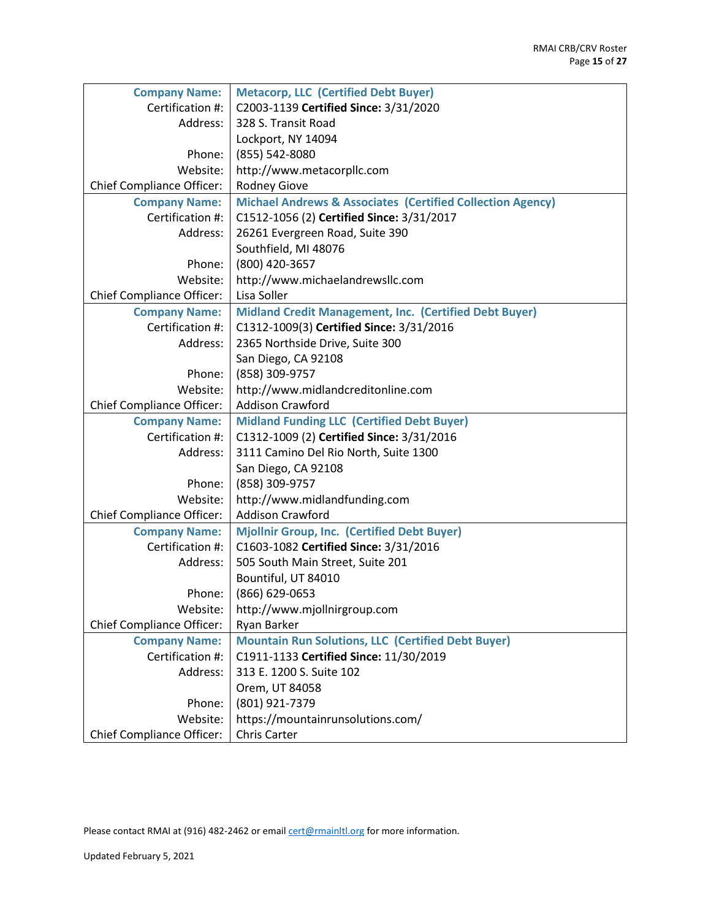| | |
|---|---|
| **Company Name:** | **Metacorp, LLC (Certified Debt Buyer)** |
| Certification #: | C2003-1139 **Certified Since:** 3/31/2020 |
| Address: | 328 S. Transit Road |
| | Lockport, NY 14094 |
| Phone: | (855) 542-8080 |
| Website: | http://www.metacorpllc.com |
| Chief Compliance Officer: | Rodney Giove |
| **Company Name:** | **Michael Andrews & Associates (Certified Collection Agency)** |
| Certification #: | C1512-1056 (2) **Certified Since:** 3/31/2017 |
| Address: | 26261 Evergreen Road, Suite 390 |
| | Southfield, MI 48076 |
| Phone: | (800) 420-3657 |
| Website: | http://www.michaelandrewsllc.com |
| Chief Compliance Officer: | Lisa Soller |
| **Company Name:** | **Midland Credit Management, Inc. (Certified Debt Buyer)** |
| Certification #: | C1312-1009(3) **Certified Since:** 3/31/2016 |
| Address: | 2365 Northside Drive, Suite 300 |
| | San Diego, CA 92108 |
| Phone: | (858) 309-9757 |
| Website: | http://www.midlandcreditonline.com |
| Chief Compliance Officer: | Addison Crawford |
| **Company Name:** | **Midland Funding LLC (Certified Debt Buyer)** |
| Certification #: | C1312-1009 (2) **Certified Since:** 3/31/2016 |
| Address: | 3111 Camino Del Rio North, Suite 1300 |
| | San Diego, CA 92108 |
| Phone: | (858) 309-9757 |
| Website: | http://www.midlandfunding.com |
| Chief Compliance Officer: | Addison Crawford |
| **Company Name:** | **Mjollnir Group, Inc. (Certified Debt Buyer)** |
| Certification #: | C1603-1082 **Certified Since:** 3/31/2016 |
| Address: | 505 South Main Street, Suite 201 |
| | Bountiful, UT 84010 |
| Phone: | (866) 629-0653 |
| Website: | http://www.mjollnirgroup.com |
| Chief Compliance Officer: | Ryan Barker |
| **Company Name:** | **Mountain Run Solutions, LLC (Certified Debt Buyer)** |
| Certification #: | C1911-1133 **Certified Since:** 11/30/2019 |
| Address: | 313 E. 1200 S. Suite 102 |
| | Orem, UT 84058 |
| Phone: | (801) 921-7379 |
| Website: | https://mountainrunsolutions.com/ |
| Chief Compliance Officer: | Chris Carter |

Please contact RMAI at (916) 482-2462 or email cert@rmainltl.org for more information.

Updated February 5, 2021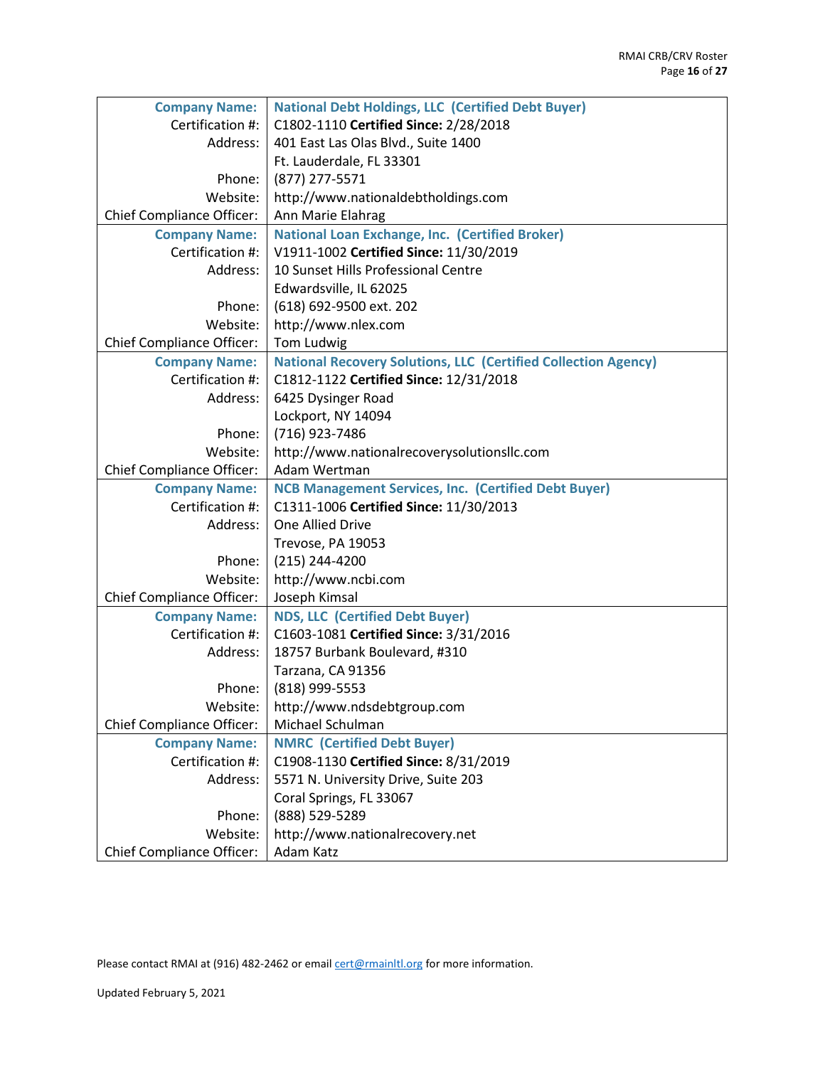| | |
|---|---|
| **Company Name:** | **National Debt Holdings, LLC (Certified Debt Buyer)** |
| Certification #: | C1802-1110 **Certified Since:** 2/28/2018 |
| Address: | 401 East Las Olas Blvd., Suite 1400 |
| | Ft. Lauderdale, FL 33301 |
| Phone: | (877) 277-5571 |
| Website: | http://www.nationaldebtholdings.com |
| Chief Compliance Officer: | Ann Marie Elahrag |
| **Company Name:** | **National Loan Exchange, Inc. (Certified Broker)** |
| Certification #: | V1911-1002 **Certified Since:** 11/30/2019 |
| Address: | 10 Sunset Hills Professional Centre |
| | Edwardsville, IL 62025 |
| Phone: | (618) 692-9500 ext. 202 |
| Website: | http://www.nlex.com |
| Chief Compliance Officer: | Tom Ludwig |
| **Company Name:** | **National Recovery Solutions, LLC (Certified Collection Agency)** |
| Certification #: | C1812-1122 **Certified Since:** 12/31/2018 |
| Address: | 6425 Dysinger Road |
| | Lockport, NY 14094 |
| Phone: | (716) 923-7486 |
| Website: | http://www.nationalrecoverysolutionsllc.com |
| Chief Compliance Officer: | Adam Wertman |
| **Company Name:** | **NCB Management Services, Inc. (Certified Debt Buyer)** |
| Certification #: | C1311-1006 **Certified Since:** 11/30/2013 |
| Address: | One Allied Drive |
| | Trevose, PA 19053 |
| Phone: | (215) 244-4200 |
| Website: | http://www.ncbi.com |
| Chief Compliance Officer: | Joseph Kimsal |
| **Company Name:** | **NDS, LLC (Certified Debt Buyer)** |
| Certification #: | C1603-1081 **Certified Since:** 3/31/2016 |
| Address: | 18757 Burbank Boulevard, #310 |
| | Tarzana, CA 91356 |
| Phone: | (818) 999-5553 |
| Website: | http://www.ndsdebtgroup.com |
| Chief Compliance Officer: | Michael Schulman |
| **Company Name:** | **NMRC (Certified Debt Buyer)** |
| Certification #: | C1908-1130 **Certified Since:** 8/31/2019 |
| Address: | 5571 N. University Drive, Suite 203 |
| | Coral Springs, FL 33067 |
| Phone: | (888) 529-5289 |
| Website: | http://www.nationalrecovery.net |
| Chief Compliance Officer: | Adam Katz |

Please contact RMAI at (916) 482-2462 or email cert@rmainltl.org for more information.

Updated February 5, 2021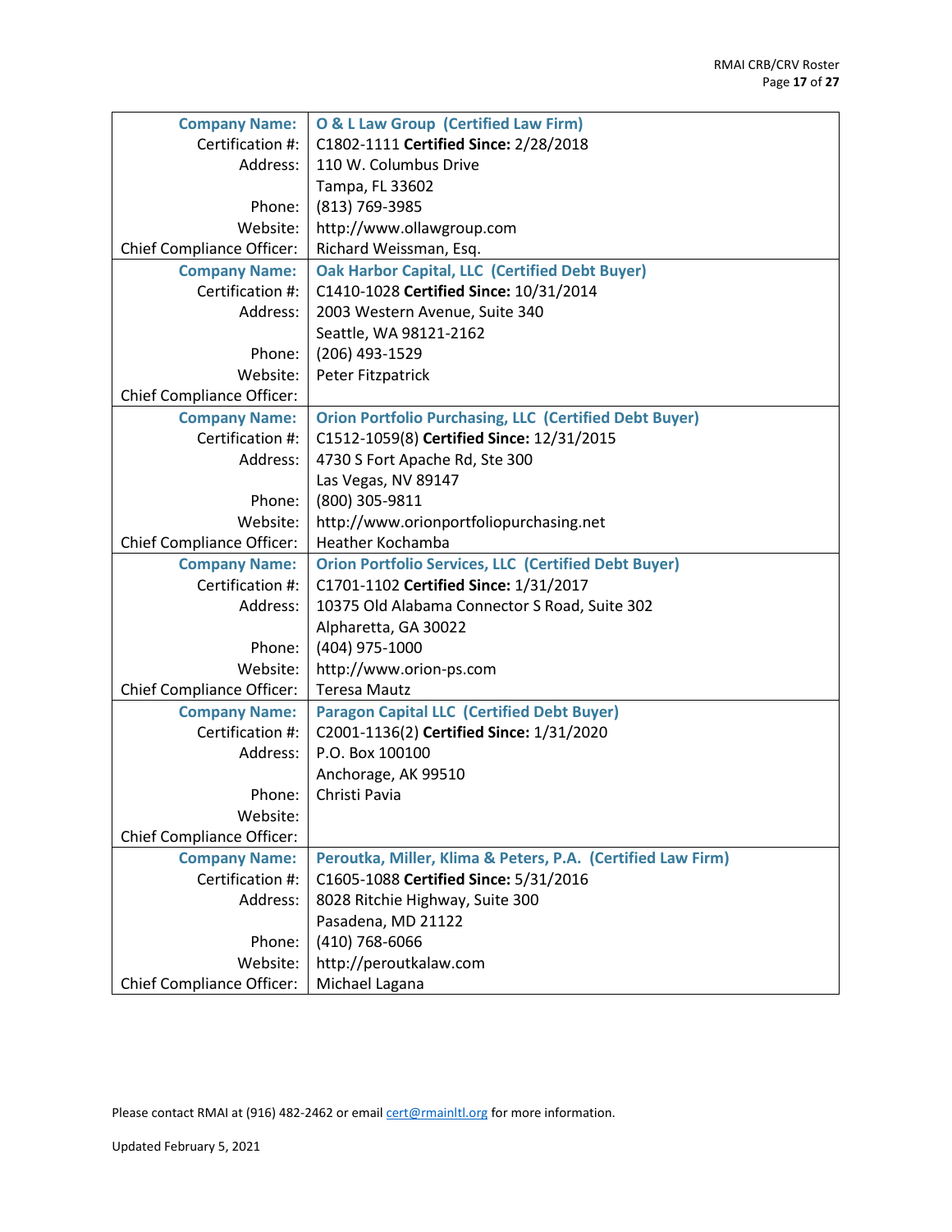| | |
|---|---|
| **Company Name:** | **O & L Law Group (Certified Law Firm)** |
| Certification #: | C1802-1111 **Certified Since:** 2/28/2018 |
| Address: | 110 W. Columbus Drive |
| | Tampa, FL 33602 |
| Phone: | (813) 769-3985 |
| Website: | http://www.ollawgroup.com |
| Chief Compliance Officer: | Richard Weissman, Esq. |
| **Company Name:** | **Oak Harbor Capital, LLC (Certified Debt Buyer)** |
| Certification #: | C1410-1028 **Certified Since:** 10/31/2014 |
| Address: | 2003 Western Avenue, Suite 340 |
| | Seattle, WA 98121-2162 |
| Phone: | (206) 493-1529 |
| Website: | Peter Fitzpatrick |
| Chief Compliance Officer: | |
| **Company Name:** | **Orion Portfolio Purchasing, LLC (Certified Debt Buyer)** |
| Certification #: | C1512-1059(8) **Certified Since:** 12/31/2015 |
| Address: | 4730 S Fort Apache Rd, Ste 300 |
| | Las Vegas, NV 89147 |
| Phone: | (800) 305-9811 |
| Website: | http://www.orionportfoliopurchasing.net |
| Chief Compliance Officer: | Heather Kochamba |
| **Company Name:** | **Orion Portfolio Services, LLC (Certified Debt Buyer)** |
| Certification #: | C1701-1102 **Certified Since:** 1/31/2017 |
| Address: | 10375 Old Alabama Connector S Road, Suite 302 |
| | Alpharetta, GA 30022 |
| Phone: | (404) 975-1000 |
| Website: | http://www.orion-ps.com |
| Chief Compliance Officer: | Teresa Mautz |
| **Company Name:** | **Paragon Capital LLC (Certified Debt Buyer)** |
| Certification #: | C2001-1136(2) **Certified Since:** 1/31/2020 |
| Address: | P.O. Box 100100 |
| | Anchorage, AK 99510 |
| Phone: | Christi Pavia |
| Website: | |
| Chief Compliance Officer: | |
| **Company Name:** | **Peroutka, Miller, Klima & Peters, P.A. (Certified Law Firm)** |
| Certification #: | C1605-1088 **Certified Since:** 5/31/2016 |
| Address: | 8028 Ritchie Highway, Suite 300 |
| | Pasadena, MD 21122 |
| Phone: | (410) 768-6066 |
| Website: | http://peroutkalaw.com |
| Chief Compliance Officer: | Michael Lagana |

Please contact RMAI at (916) 482-2462 or email cert@rmainltl.org for more information.

Updated February 5, 2021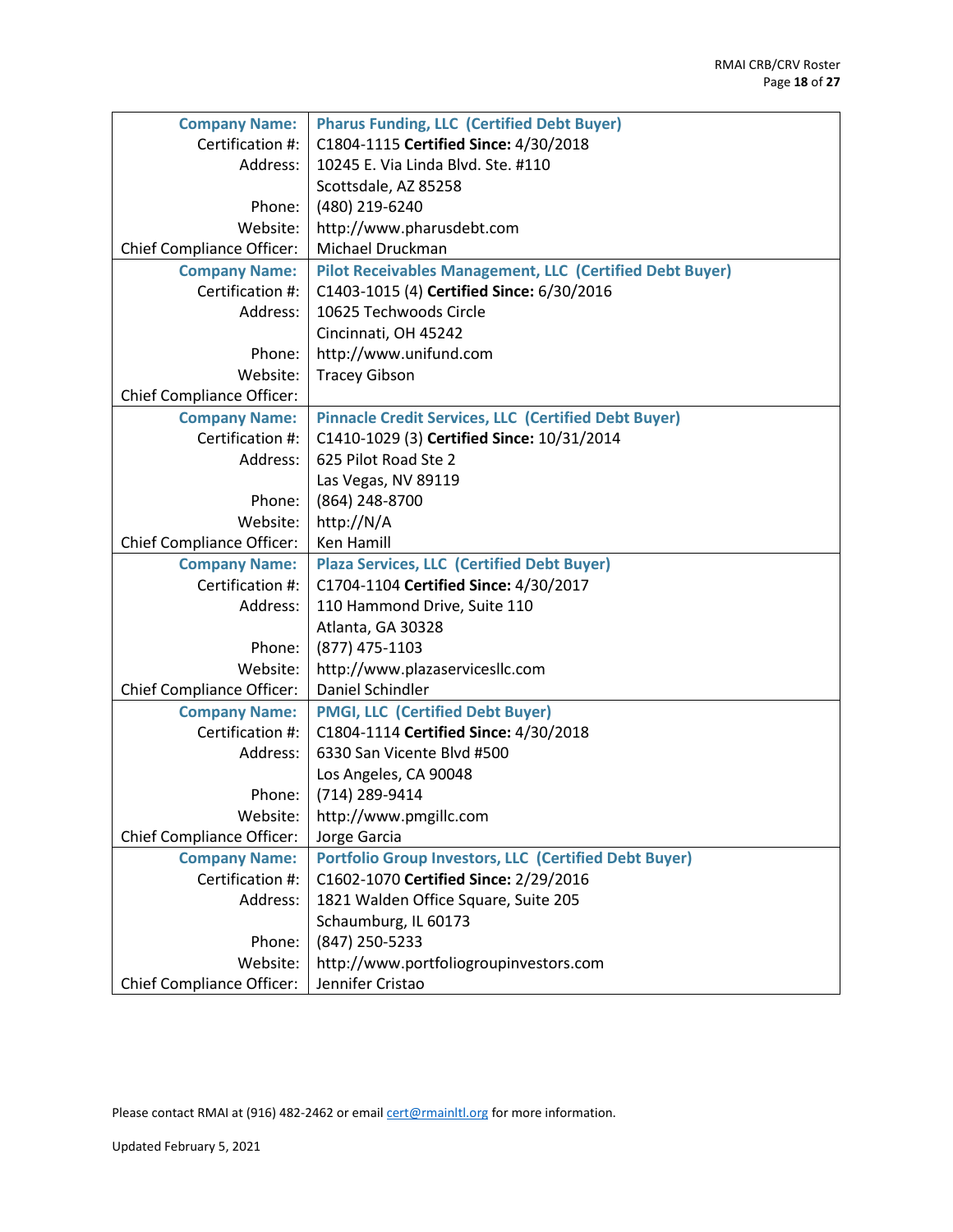| | |
|---|---|
| **Company Name:** | **Pharus Funding, LLC (Certified Debt Buyer)** |
| Certification #: | C1804-1115 **Certified Since:** 4/30/2018 |
| Address: | 10245 E. Via Linda Blvd. Ste. #110 |
| | Scottsdale, AZ 85258 |
| Phone: | (480) 219-6240 |
| Website: | http://www.pharusdebt.com |
| Chief Compliance Officer: | Michael Druckman |
| **Company Name:** | **Pilot Receivables Management, LLC (Certified Debt Buyer)** |
| Certification #: | C1403-1015 (4) **Certified Since:** 6/30/2016 |
| Address: | 10625 Techwoods Circle |
| | Cincinnati, OH 45242 |
| Phone: | http://www.unifund.com |
| Website: | Tracey Gibson |
| Chief Compliance Officer: | |
| **Company Name:** | **Pinnacle Credit Services, LLC (Certified Debt Buyer)** |
| Certification #: | C1410-1029 (3) **Certified Since:** 10/31/2014 |
| Address: | 625 Pilot Road Ste 2 |
| | Las Vegas, NV 89119 |
| Phone: | (864) 248-8700 |
| Website: | http://N/A |
| Chief Compliance Officer: | Ken Hamill |
| **Company Name:** | **Plaza Services, LLC (Certified Debt Buyer)** |
| Certification #: | C1704-1104 **Certified Since:** 4/30/2017 |
| Address: | 110 Hammond Drive, Suite 110 |
| | Atlanta, GA 30328 |
| Phone: | (877) 475-1103 |
| Website: | http://www.plazaservicesllc.com |
| Chief Compliance Officer: | Daniel Schindler |
| **Company Name:** | **PMGI, LLC (Certified Debt Buyer)** |
| Certification #: | C1804-1114 **Certified Since:** 4/30/2018 |
| Address: | 6330 San Vicente Blvd #500 |
| | Los Angeles, CA 90048 |
| Phone: | (714) 289-9414 |
| Website: | http://www.pmgillc.com |
| Chief Compliance Officer: | Jorge Garcia |
| **Company Name:** | **Portfolio Group Investors, LLC (Certified Debt Buyer)** |
| Certification #: | C1602-1070 **Certified Since:** 2/29/2016 |
| Address: | 1821 Walden Office Square, Suite 205 |
| | Schaumburg, IL 60173 |
| Phone: | (847) 250-5233 |
| Website: | http://www.portfoliogroupinvestors.com |
| Chief Compliance Officer: | Jennifer Cristao |

Please contact RMAI at (916) 482-2462 or email cert@rmainltl.org for more information.

Updated February 5, 2021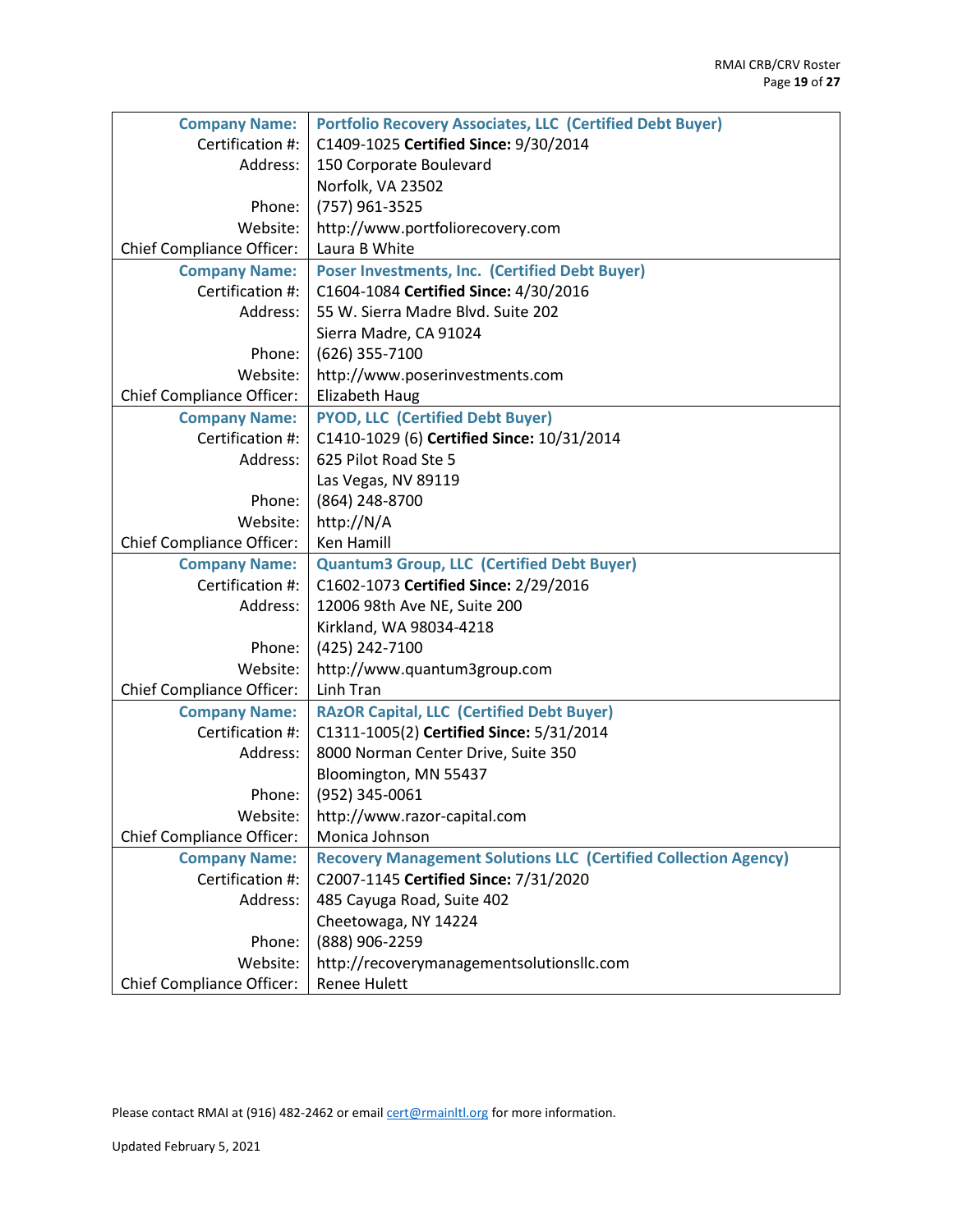| | |
|---|---|
| **Company Name:** | **Portfolio Recovery Associates, LLC (Certified Debt Buyer)** |
| Certification #: | C1409-1025 **Certified Since:** 9/30/2014 |
| Address: | 150 Corporate Boulevard<br>Norfolk, VA 23502 |
| Phone: | (757) 961-3525 |
| Website: | http://www.portfoliorecovery.com |
| Chief Compliance Officer: | Laura B White |
| **Company Name:** | **Poser Investments, Inc. (Certified Debt Buyer)** |
| Certification #: | C1604-1084 **Certified Since:** 4/30/2016 |
| Address: | 55 W. Sierra Madre Blvd. Suite 202<br>Sierra Madre, CA 91024 |
| Phone: | (626) 355-7100 |
| Website: | http://www.poserinvestments.com |
| Chief Compliance Officer: | Elizabeth Haug |
| **Company Name:** | **PYOD, LLC (Certified Debt Buyer)** |
| Certification #: | C1410-1029 (6) **Certified Since:** 10/31/2014 |
| Address: | 625 Pilot Road Ste 5<br>Las Vegas, NV 89119 |
| Phone: | (864) 248-8700 |
| Website: | http://N/A |
| Chief Compliance Officer: | Ken Hamill |
| **Company Name:** | **Quantum3 Group, LLC (Certified Debt Buyer)** |
| Certification #: | C1602-1073 **Certified Since:** 2/29/2016 |
| Address: | 12006 98th Ave NE, Suite 200<br>Kirkland, WA 98034-4218 |
| Phone: | (425) 242-7100 |
| Website: | http://www.quantum3group.com |
| Chief Compliance Officer: | Linh Tran |
| **Company Name:** | **RAzOR Capital, LLC (Certified Debt Buyer)** |
| Certification #: | C1311-1005(2) **Certified Since:** 5/31/2014 |
| Address: | 8000 Norman Center Drive, Suite 350<br>Bloomington, MN 55437 |
| Phone: | (952) 345-0061 |
| Website: | http://www.razor-capital.com |
| Chief Compliance Officer: | Monica Johnson |
| **Company Name:** | **Recovery Management Solutions LLC (Certified Collection Agency)** |
| Certification #: | C2007-1145 **Certified Since:** 7/31/2020 |
| Address: | 485 Cayuga Road, Suite 402<br>Cheetowaga, NY 14224 |
| Phone: | (888) 906-2259 |
| Website: | http://recoverymanagementsolutionsllc.com |
| Chief Compliance Officer: | Renee Hulett |

Please contact RMAI at (916) 482-2462 or email cert@rmainltl.org for more information.

Updated February 5, 2021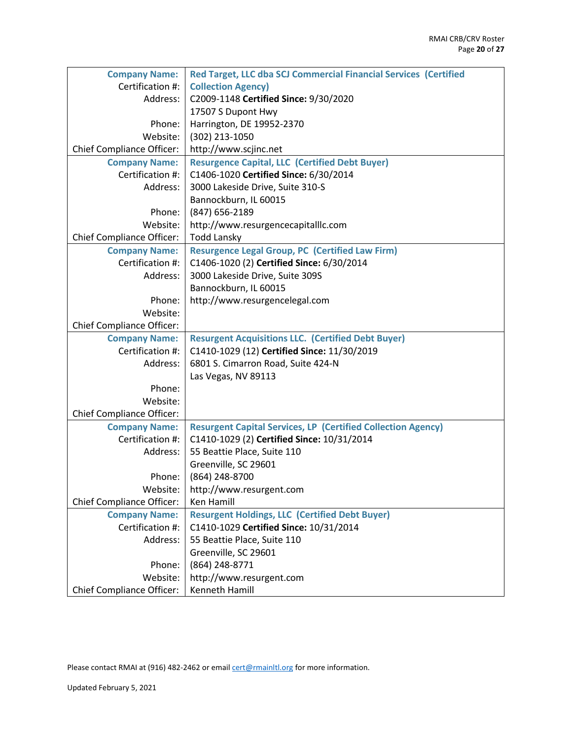| | |
|---|---|
| **Company Name:** | **Red Target, LLC dba SCJ Commercial Financial Services (Certified** |
| Certification #: | **Collection Agency)** |
| Address: | C2009-1148 **Certified Since:** 9/30/2020 |
| | 17507 S Dupont Hwy |
| Phone: | Harrington, DE 19952-2370 |
| Website: | (302) 213-1050 |
| Chief Compliance Officer: | http://www.scjinc.net |
| **Company Name:** | **Resurgence Capital, LLC (Certified Debt Buyer)** |
| Certification #: | C1406-1020 **Certified Since:** 6/30/2014 |
| Address: | 3000 Lakeside Drive, Suite 310-S |
| | Bannockburn, IL 60015 |
| Phone: | (847) 656-2189 |
| Website: | http://www.resurgencecapitalllc.com |
| Chief Compliance Officer: | Todd Lansky |
| **Company Name:** | **Resurgence Legal Group, PC (Certified Law Firm)** |
| Certification #: | C1406-1020 (2) **Certified Since:** 6/30/2014 |
| Address: | 3000 Lakeside Drive, Suite 309S |
| | Bannockburn, IL 60015 |
| Phone: | http://www.resurgencelegal.com |
| Website: | |
| Chief Compliance Officer: | |
| **Company Name:** | **Resurgent Acquisitions LLC. (Certified Debt Buyer)** |
| Certification #: | C1410-1029 (12) **Certified Since:** 11/30/2019 |
| Address: | 6801 S. Cimarron Road, Suite 424-N |
| | Las Vegas, NV 89113 |
| Phone: | |
| Website: | |
| Chief Compliance Officer: | |
| **Company Name:** | **Resurgent Capital Services, LP (Certified Collection Agency)** |
| Certification #: | C1410-1029 (2) **Certified Since:** 10/31/2014 |
| Address: | 55 Beattie Place, Suite 110 |
| | Greenville, SC 29601 |
| Phone: | (864) 248-8700 |
| Website: | http://www.resurgent.com |
| Chief Compliance Officer: | Ken Hamill |
| **Company Name:** | **Resurgent Holdings, LLC (Certified Debt Buyer)** |
| Certification #: | C1410-1029 **Certified Since:** 10/31/2014 |
| Address: | 55 Beattie Place, Suite 110 |
| | Greenville, SC 29601 |
| Phone: | (864) 248-8771 |
| Website: | http://www.resurgent.com |
| Chief Compliance Officer: | Kenneth Hamill |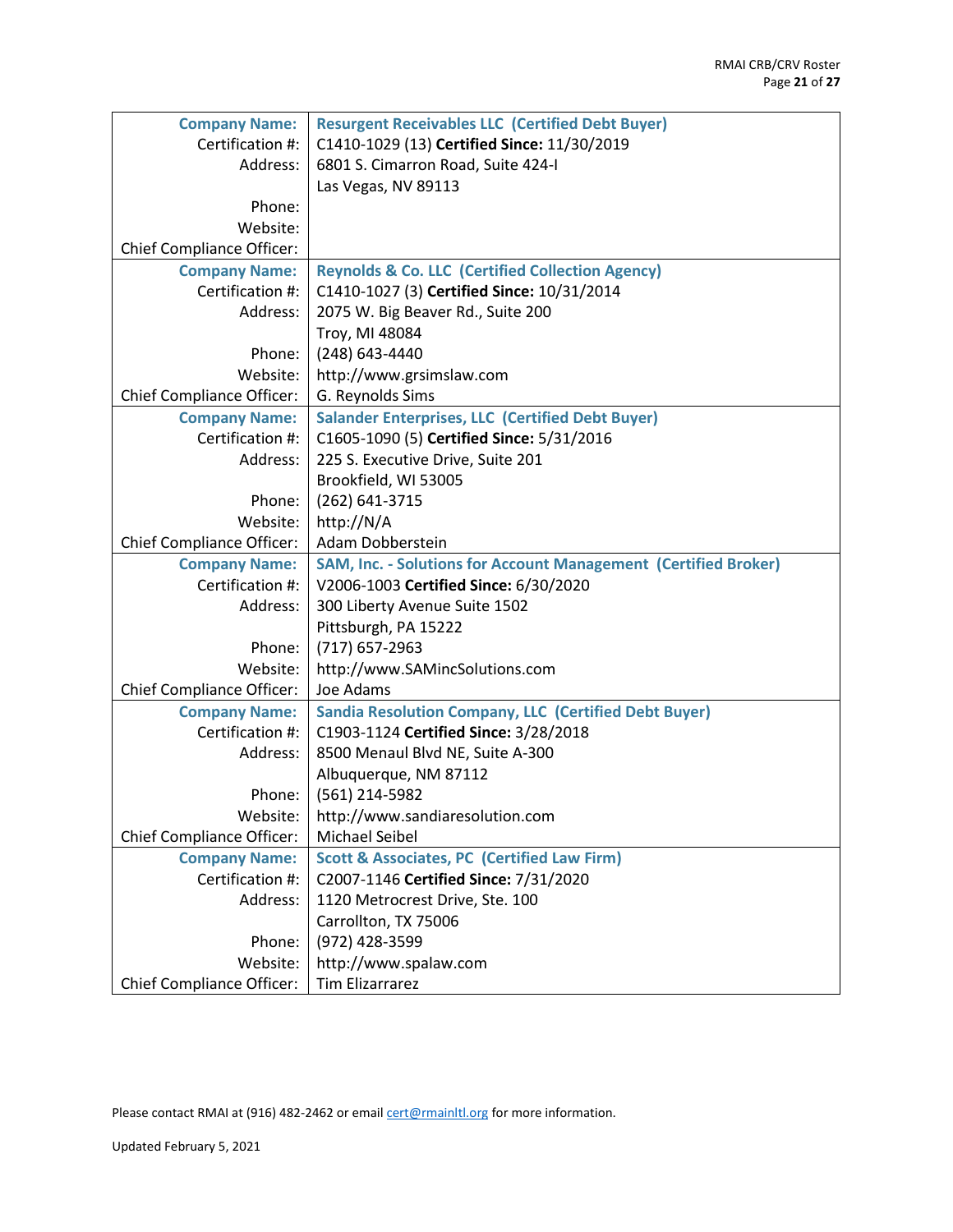| | |
|---|---|
| **Company Name:** | **Resurgent Receivables LLC (Certified Debt Buyer)** |
| Certification #: | C1410-1029 (13) **Certified Since:** 11/30/2019 |
| Address: | 6801 S. Cimarron Road, Suite 424-I<br>Las Vegas, NV 89113 |
| Phone: | |
| Website: | |
| Chief Compliance Officer: | |
| **Company Name:** | **Reynolds & Co. LLC (Certified Collection Agency)** |
| Certification #: | C1410-1027 (3) **Certified Since:** 10/31/2014 |
| Address: | 2075 W. Big Beaver Rd., Suite 200<br>Troy, MI 48084 |
| Phone: | (248) 643-4440 |
| Website: | http://www.grsimslaw.com |
| Chief Compliance Officer: | G. Reynolds Sims |
| **Company Name:** | **Salander Enterprises, LLC (Certified Debt Buyer)** |
| Certification #: | C1605-1090 (5) **Certified Since:** 5/31/2016 |
| Address: | 225 S. Executive Drive, Suite 201<br>Brookfield, WI 53005 |
| Phone: | (262) 641-3715 |
| Website: | http://N/A |
| Chief Compliance Officer: | Adam Dobberstein |
| **Company Name:** | **SAM, Inc. - Solutions for Account Management (Certified Broker)** |
| Certification #: | V2006-1003 **Certified Since:** 6/30/2020 |
| Address: | 300 Liberty Avenue Suite 1502<br>Pittsburgh, PA 15222 |
| Phone: | (717) 657-2963 |
| Website: | http://www.SAMincSolutions.com |
| Chief Compliance Officer: | Joe Adams |
| **Company Name:** | **Sandia Resolution Company, LLC (Certified Debt Buyer)** |
| Certification #: | C1903-1124 **Certified Since:** 3/28/2018 |
| Address: | 8500 Menaul Blvd NE, Suite A-300<br>Albuquerque, NM 87112 |
| Phone: | (561) 214-5982 |
| Website: | http://www.sandiaresolution.com |
| Chief Compliance Officer: | Michael Seibel |
| **Company Name:** | **Scott & Associates, PC (Certified Law Firm)** |
| Certification #: | C2007-1146 **Certified Since:** 7/31/2020 |
| Address: | 1120 Metrocrest Drive, Ste. 100<br>Carrollton, TX 75006 |
| Phone: | (972) 428-3599 |
| Website: | http://www.spalaw.com |
| Chief Compliance Officer: | Tim Elizarrarez |

Please contact RMAI at (916) 482-2462 or email cert@rmainltl.org for more information.

Updated February 5, 2021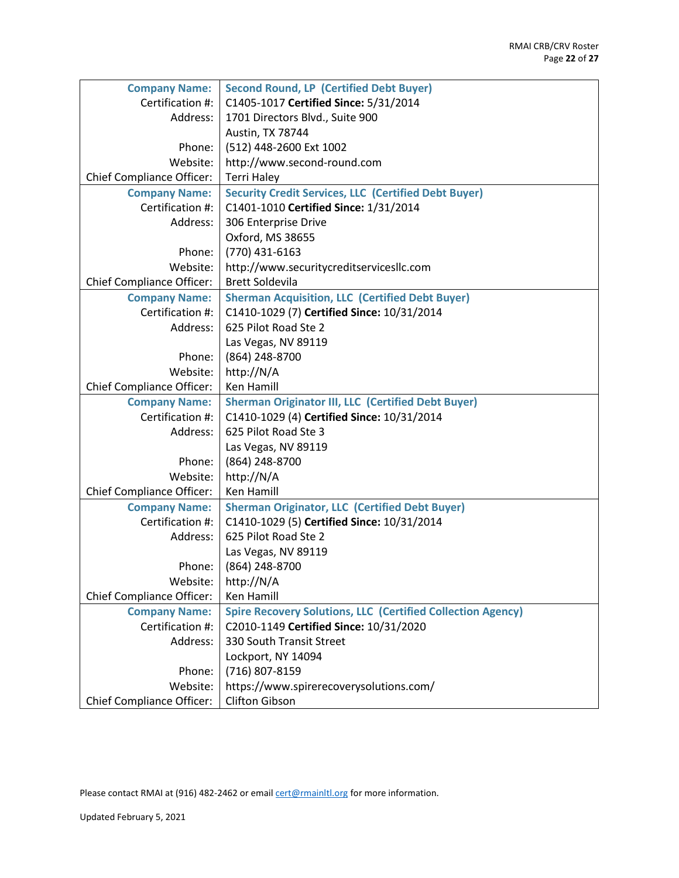| | |
|---|---|
| **Company Name:** | **Second Round, LP (Certified Debt Buyer)** |
| Certification #: | C1405-1017 **Certified Since:** 5/31/2014 |
| Address: | 1701 Directors Blvd., Suite 900 |
| | Austin, TX 78744 |
| Phone: | (512) 448-2600 Ext 1002 |
| Website: | http://www.second-round.com |
| Chief Compliance Officer: | Terri Haley |
| **Company Name:** | **Security Credit Services, LLC (Certified Debt Buyer)** |
| Certification #: | C1401-1010 **Certified Since:** 1/31/2014 |
| Address: | 306 Enterprise Drive |
| | Oxford, MS 38655 |
| Phone: | (770) 431-6163 |
| Website: | http://www.securitycreditservicesllc.com |
| Chief Compliance Officer: | Brett Soldevila |
| **Company Name:** | **Sherman Acquisition, LLC (Certified Debt Buyer)** |
| Certification #: | C1410-1029 (7) **Certified Since:** 10/31/2014 |
| Address: | 625 Pilot Road Ste 2 |
| | Las Vegas, NV 89119 |
| Phone: | (864) 248-8700 |
| Website: | http://N/A |
| Chief Compliance Officer: | Ken Hamill |
| **Company Name:** | **Sherman Originator III, LLC (Certified Debt Buyer)** |
| Certification #: | C1410-1029 (4) **Certified Since:** 10/31/2014 |
| Address: | 625 Pilot Road Ste 3 |
| | Las Vegas, NV 89119 |
| Phone: | (864) 248-8700 |
| Website: | http://N/A |
| Chief Compliance Officer: | Ken Hamill |
| **Company Name:** | **Sherman Originator, LLC (Certified Debt Buyer)** |
| Certification #: | C1410-1029 (5) **Certified Since:** 10/31/2014 |
| Address: | 625 Pilot Road Ste 2 |
| | Las Vegas, NV 89119 |
| Phone: | (864) 248-8700 |
| Website: | http://N/A |
| Chief Compliance Officer: | Ken Hamill |
| **Company Name:** | **Spire Recovery Solutions, LLC (Certified Collection Agency)** |
| Certification #: | C2010-1149 **Certified Since:** 10/31/2020 |
| Address: | 330 South Transit Street |
| | Lockport, NY 14094 |
| Phone: | (716) 807-8159 |
| Website: | https://www.spirerecoverysolutions.com/ |
| Chief Compliance Officer: | Clifton Gibson |

Please contact RMAI at (916) 482-2462 or email cert@rmainltl.org for more information.

Updated February 5, 2021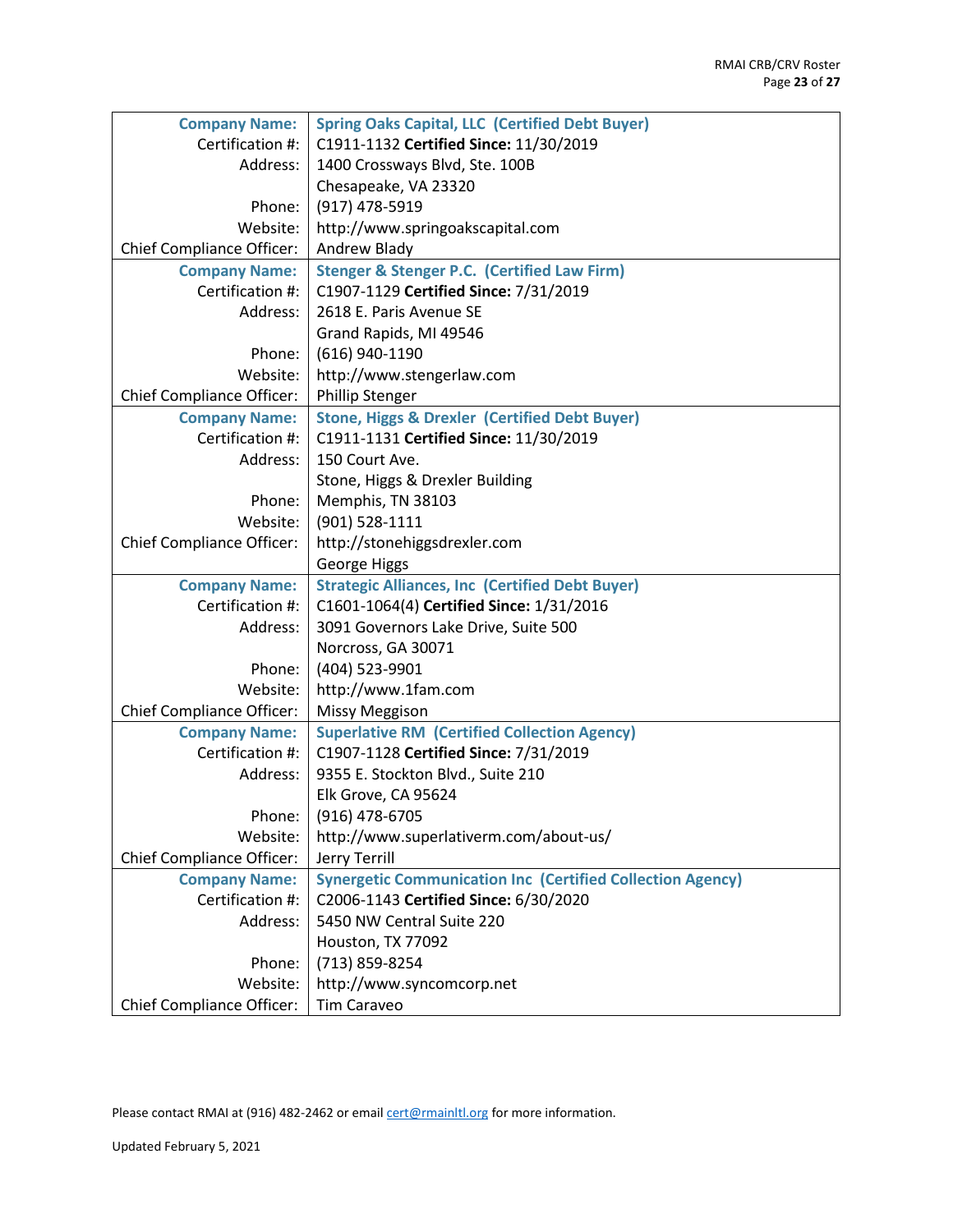| | |
|---|---|
| **Company Name:** | **Spring Oaks Capital, LLC (Certified Debt Buyer)** |
| Certification #: | C1911-1132 **Certified Since:** 11/30/2019 |
| Address: | 1400 Crossways Blvd, Ste. 100B |
| | Chesapeake, VA 23320 |
| Phone: | (917) 478-5919 |
| Website: | http://www.springoakscapital.com |
| Chief Compliance Officer: | Andrew Blady |
| **Company Name:** | **Stenger & Stenger P.C. (Certified Law Firm)** |
| Certification #: | C1907-1129 **Certified Since:** 7/31/2019 |
| Address: | 2618 E. Paris Avenue SE |
| | Grand Rapids, MI 49546 |
| Phone: | (616) 940-1190 |
| Website: | http://www.stengerlaw.com |
| Chief Compliance Officer: | Phillip Stenger |
| **Company Name:** | **Stone, Higgs & Drexler (Certified Debt Buyer)** |
| Certification #: | C1911-1131 **Certified Since:** 11/30/2019 |
| Address: | 150 Court Ave. |
| | Stone, Higgs & Drexler Building |
| Phone: | Memphis, TN 38103 |
| Website: | (901) 528-1111 |
| Chief Compliance Officer: | http://stonehiggsdrexler.com |
| | George Higgs |
| **Company Name:** | **Strategic Alliances, Inc (Certified Debt Buyer)** |
| Certification #: | C1601-1064(4) **Certified Since:** 1/31/2016 |
| Address: | 3091 Governors Lake Drive, Suite 500 |
| | Norcross, GA 30071 |
| Phone: | (404) 523-9901 |
| Website: | http://www.1fam.com |
| Chief Compliance Officer: | Missy Meggison |
| **Company Name:** | **Superlative RM (Certified Collection Agency)** |
| Certification #: | C1907-1128 **Certified Since:** 7/31/2019 |
| Address: | 9355 E. Stockton Blvd., Suite 210 |
| | Elk Grove, CA 95624 |
| Phone: | (916) 478-6705 |
| Website: | http://www.superlativerm.com/about-us/ |
| Chief Compliance Officer: | Jerry Terrill |
| **Company Name:** | **Synergetic Communication Inc (Certified Collection Agency)** |
| Certification #: | C2006-1143 **Certified Since:** 6/30/2020 |
| Address: | 5450 NW Central Suite 220 |
| | Houston, TX 77092 |
| Phone: | (713) 859-8254 |
| Website: | http://www.syncomcorp.net |
| Chief Compliance Officer: | Tim Caraveo |

Please contact RMAI at (916) 482-2462 or email cert@rmainltl.org for more information.

Updated February 5, 2021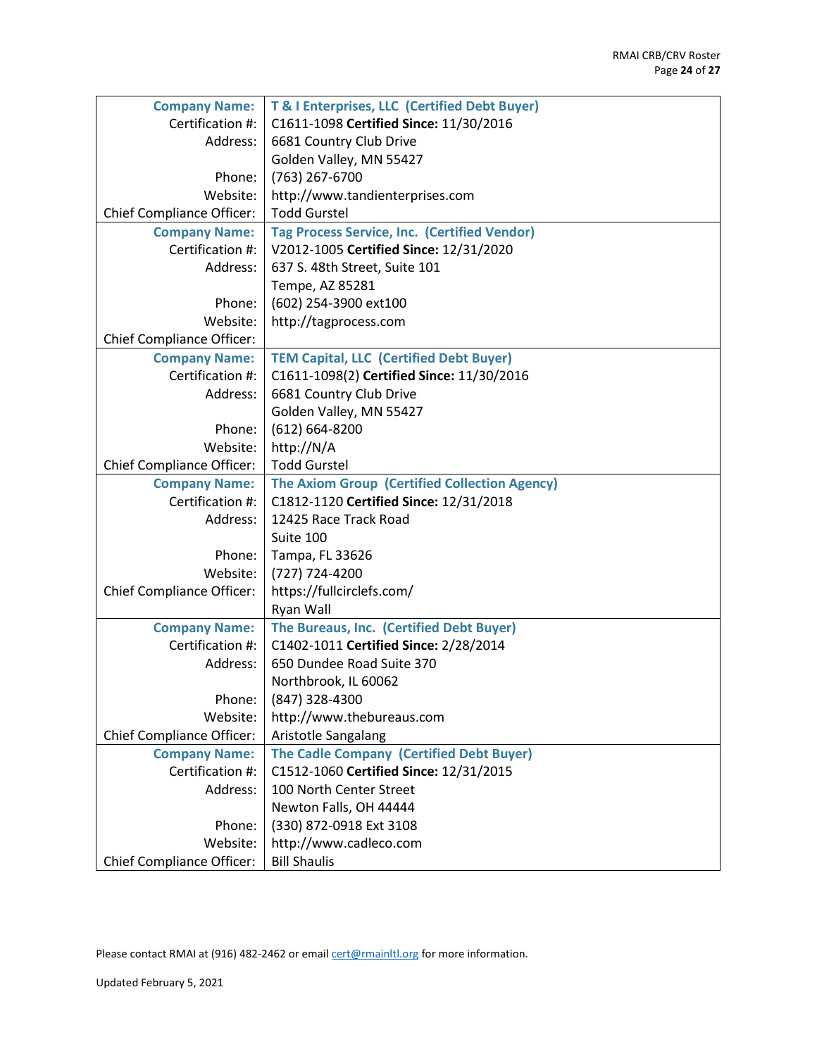| | |
|---|---|
| **Company Name:** | **T & I Enterprises, LLC (Certified Debt Buyer)** |
| Certification #: | C1611-1098 **Certified Since:** 11/30/2016 |
| Address: | 6681 Country Club Drive |
| | Golden Valley, MN 55427 |
| Phone: | (763) 267-6700 |
| Website: | http://www.tandienterprises.com |
| Chief Compliance Officer: | Todd Gurstel |
| **Company Name:** | **Tag Process Service, Inc. (Certified Vendor)** |
| Certification #: | V2012-1005 **Certified Since:** 12/31/2020 |
| Address: | 637 S. 48th Street, Suite 101 |
| | Tempe, AZ 85281 |
| Phone: | (602) 254-3900 ext100 |
| Website: | http://tagprocess.com |
| Chief Compliance Officer: | |
| **Company Name:** | **TEM Capital, LLC (Certified Debt Buyer)** |
| Certification #: | C1611-1098(2) **Certified Since:** 11/30/2016 |
| Address: | 6681 Country Club Drive |
| | Golden Valley, MN 55427 |
| Phone: | (612) 664-8200 |
| Website: | http://N/A |
| Chief Compliance Officer: | Todd Gurstel |
| **Company Name:** | **The Axiom Group (Certified Collection Agency)** |
| Certification #: | C1812-1120 **Certified Since:** 12/31/2018 |
| Address: | 12425 Race Track Road |
| | Suite 100 |
| Phone: | Tampa, FL 33626 |
| Website: | (727) 724-4200 |
| Chief Compliance Officer: | https://fullcirclefs.com/ |
| | Ryan Wall |
| **Company Name:** | **The Bureaus, Inc. (Certified Debt Buyer)** |
| Certification #: | C1402-1011 **Certified Since:** 2/28/2014 |
| Address: | 650 Dundee Road Suite 370 |
| | Northbrook, IL 60062 |
| Phone: | (847) 328-4300 |
| Website: | http://www.thebureaus.com |
| Chief Compliance Officer: | Aristotle Sangalang |
| **Company Name:** | **The Cadle Company (Certified Debt Buyer)** |
| Certification #: | C1512-1060 **Certified Since:** 12/31/2015 |
| Address: | 100 North Center Street |
| | Newton Falls, OH 44444 |
| Phone: | (330) 872-0918 Ext 3108 |
| Website: | http://www.cadleco.com |
| Chief Compliance Officer: | Bill Shaulis |

Please contact RMAI at (916) 482-2462 or email cert@rmainltl.org for more information.

Updated February 5, 2021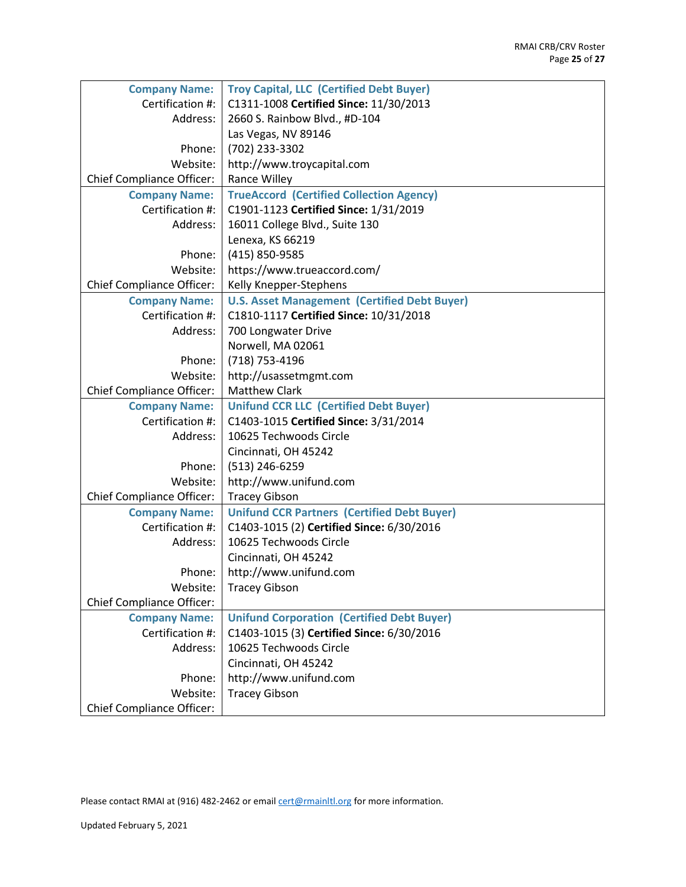| | |
|---|---|
| **Company Name:** | **Troy Capital, LLC (Certified Debt Buyer)** |
| Certification #: | C1311-1008 **Certified Since:** 11/30/2013 |
| Address: | 2660 S. Rainbow Blvd., #D-104 |
| | Las Vegas, NV 89146 |
| Phone: | (702) 233-3302 |
| Website: | http://www.troycapital.com |
| Chief Compliance Officer: | Rance Willey |
| **Company Name:** | **TrueAccord (Certified Collection Agency)** |
| Certification #: | C1901-1123 **Certified Since:** 1/31/2019 |
| Address: | 16011 College Blvd., Suite 130 |
| | Lenexa, KS 66219 |
| Phone: | (415) 850-9585 |
| Website: | https://www.trueaccord.com/ |
| Chief Compliance Officer: | Kelly Knepper-Stephens |
| **Company Name:** | **U.S. Asset Management (Certified Debt Buyer)** |
| Certification #: | C1810-1117 **Certified Since:** 10/31/2018 |
| Address: | 700 Longwater Drive |
| | Norwell, MA 02061 |
| Phone: | (718) 753-4196 |
| Website: | http://usassetmgmt.com |
| Chief Compliance Officer: | Matthew Clark |
| **Company Name:** | **Unifund CCR LLC (Certified Debt Buyer)** |
| Certification #: | C1403-1015 **Certified Since:** 3/31/2014 |
| Address: | 10625 Techwoods Circle |
| | Cincinnati, OH 45242 |
| Phone: | (513) 246-6259 |
| Website: | http://www.unifund.com |
| Chief Compliance Officer: | Tracey Gibson |
| **Company Name:** | **Unifund CCR Partners (Certified Debt Buyer)** |
| Certification #: | C1403-1015 (2) **Certified Since:** 6/30/2016 |
| Address: | 10625 Techwoods Circle |
| | Cincinnati, OH 45242 |
| Phone: | http://www.unifund.com |
| Website: | Tracey Gibson |
| Chief Compliance Officer: | |
| **Company Name:** | **Unifund Corporation (Certified Debt Buyer)** |
| Certification #: | C1403-1015 (3) **Certified Since:** 6/30/2016 |
| Address: | 10625 Techwoods Circle |
| | Cincinnati, OH 45242 |
| Phone: | http://www.unifund.com |
| Website: | Tracey Gibson |
| Chief Compliance Officer: | |

Please contact RMAI at (916) 482-2462 or email cert@rmainltl.org for more information.

Updated February 5, 2021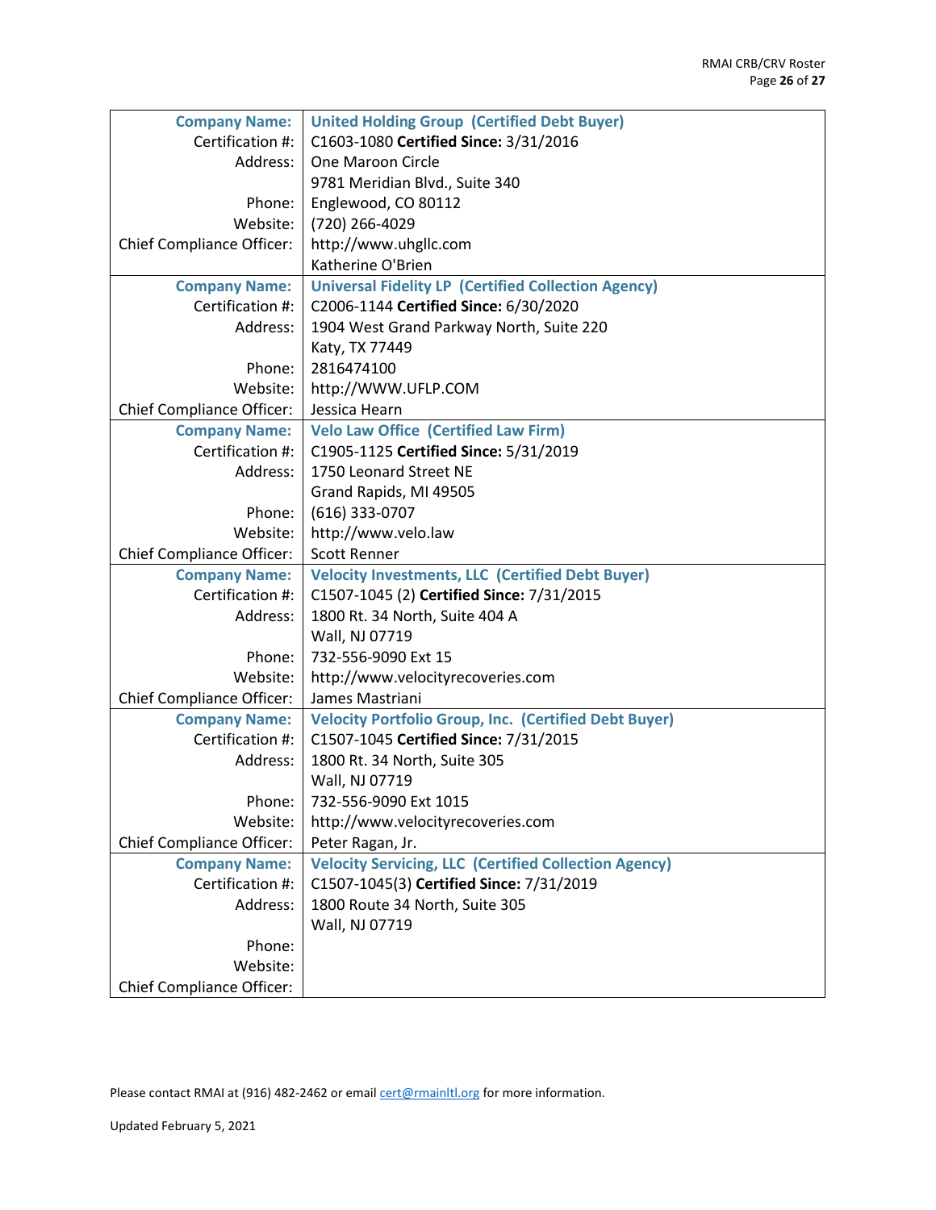| | |
|---|---|
| **Company Name:** | **United Holding Group (Certified Debt Buyer)** |
| Certification #: | C1603-1080 **Certified Since:** 3/31/2016 |
| Address: | One Maroon Circle |
| | 9781 Meridian Blvd., Suite 340 |
| Phone: | Englewood, CO 80112 |
| Website: | (720) 266-4029 |
| Chief Compliance Officer: | http://www.uhgllc.com |
| | Katherine O'Brien |
| **Company Name:** | **Universal Fidelity LP (Certified Collection Agency)** |
| Certification #: | C2006-1144 **Certified Since:** 6/30/2020 |
| Address: | 1904 West Grand Parkway North, Suite 220 |
| | Katy, TX 77449 |
| Phone: | 2816474100 |
| Website: | http://WWW.UFLP.COM |
| Chief Compliance Officer: | Jessica Hearn |
| **Company Name:** | **Velo Law Office (Certified Law Firm)** |
| Certification #: | C1905-1125 **Certified Since:** 5/31/2019 |
| Address: | 1750 Leonard Street NE |
| | Grand Rapids, MI 49505 |
| Phone: | (616) 333-0707 |
| Website: | http://www.velo.law |
| Chief Compliance Officer: | Scott Renner |
| **Company Name:** | **Velocity Investments, LLC (Certified Debt Buyer)** |
| Certification #: | C1507-1045 (2) **Certified Since:** 7/31/2015 |
| Address: | 1800 Rt. 34 North, Suite 404 A |
| | Wall, NJ 07719 |
| Phone: | 732-556-9090 Ext 15 |
| Website: | http://www.velocityrecoveries.com |
| Chief Compliance Officer: | James Mastriani |
| **Company Name:** | **Velocity Portfolio Group, Inc. (Certified Debt Buyer)** |
| Certification #: | C1507-1045 **Certified Since:** 7/31/2015 |
| Address: | 1800 Rt. 34 North, Suite 305 |
| | Wall, NJ 07719 |
| Phone: | 732-556-9090 Ext 1015 |
| Website: | http://www.velocityrecoveries.com |
| Chief Compliance Officer: | Peter Ragan, Jr. |
| **Company Name:** | **Velocity Servicing, LLC (Certified Collection Agency)** |
| Certification #: | C1507-1045(3) **Certified Since:** 7/31/2019 |
| Address: | 1800 Route 34 North, Suite 305 |
| | Wall, NJ 07719 |
| Phone: | |
| Website: | |
| Chief Compliance Officer: | |

Please contact RMAI at (916) 482-2462 or email cert@rmainltl.org for more information.

Updated February 5, 2021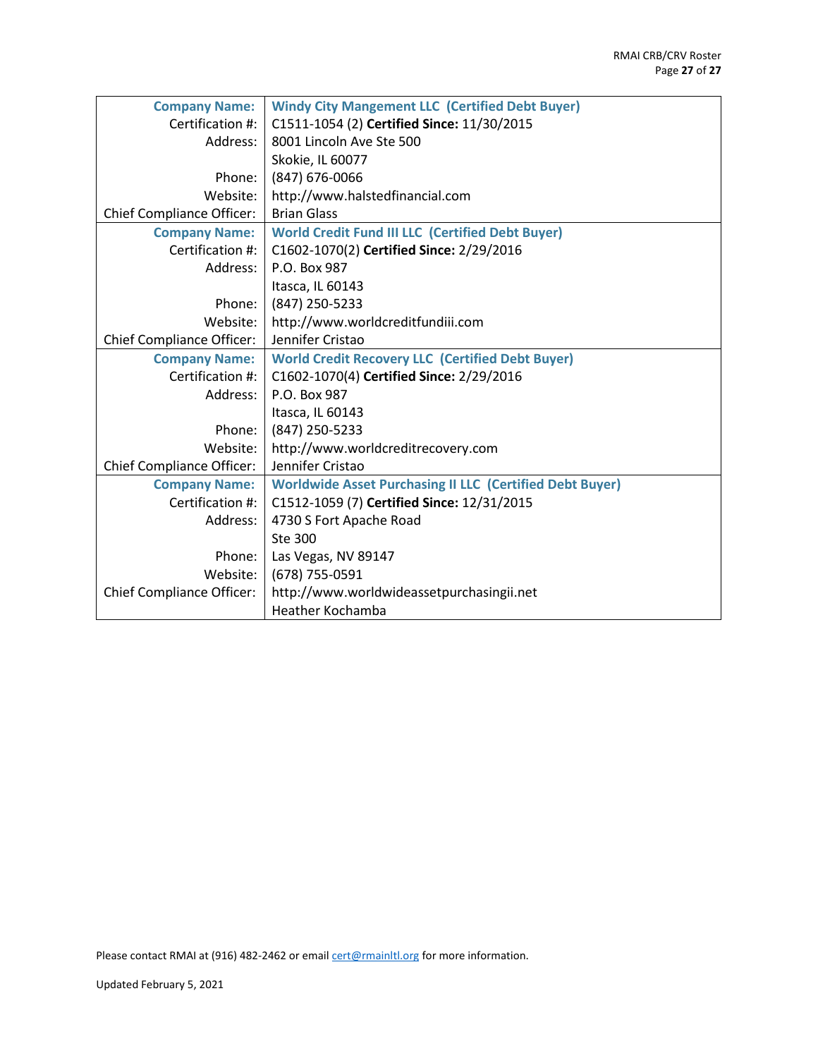| | |
|---|---|
| **Company Name:** | **Windy City Mangement LLC (Certified Debt Buyer)** |
| Certification #: | C1511-1054 (2) **Certified Since:** 11/30/2015 |
| Address: | 8001 Lincoln Ave Ste 500 |
| | Skokie, IL 60077 |
| Phone: | (847) 676-0066 |
| Website: | http://www.halstedfinancial.com |
| Chief Compliance Officer: | Brian Glass |
| **Company Name:** | **World Credit Fund III LLC (Certified Debt Buyer)** |
| Certification #: | C1602-1070(2) **Certified Since:** 2/29/2016 |
| Address: | P.O. Box 987 |
| | Itasca, IL 60143 |
| Phone: | (847) 250-5233 |
| Website: | http://www.worldcreditfundiii.com |
| Chief Compliance Officer: | Jennifer Cristao |
| **Company Name:** | **World Credit Recovery LLC (Certified Debt Buyer)** |
| Certification #: | C1602-1070(4) **Certified Since:** 2/29/2016 |
| Address: | P.O. Box 987 |
| | Itasca, IL 60143 |
| Phone: | (847) 250-5233 |
| Website: | http://www.worldcreditrecovery.com |
| Chief Compliance Officer: | Jennifer Cristao |
| **Company Name:** | **Worldwide Asset Purchasing II LLC (Certified Debt Buyer)** |
| Certification #: | C1512-1059 (7) **Certified Since:** 12/31/2015 |
| Address: | 4730 S Fort Apache Road |
| | Ste 300 |
| Phone: | Las Vegas, NV 89147 |
| Website: | (678) 755-0591 |
| Chief Compliance Officer: | http://www.worldwideassetpurchasingii.net |
| | Heather Kochamba |

Please contact RMAI at (916) 482-2462 or email cert@rmainltl.org for more information.

Updated February 5, 2021